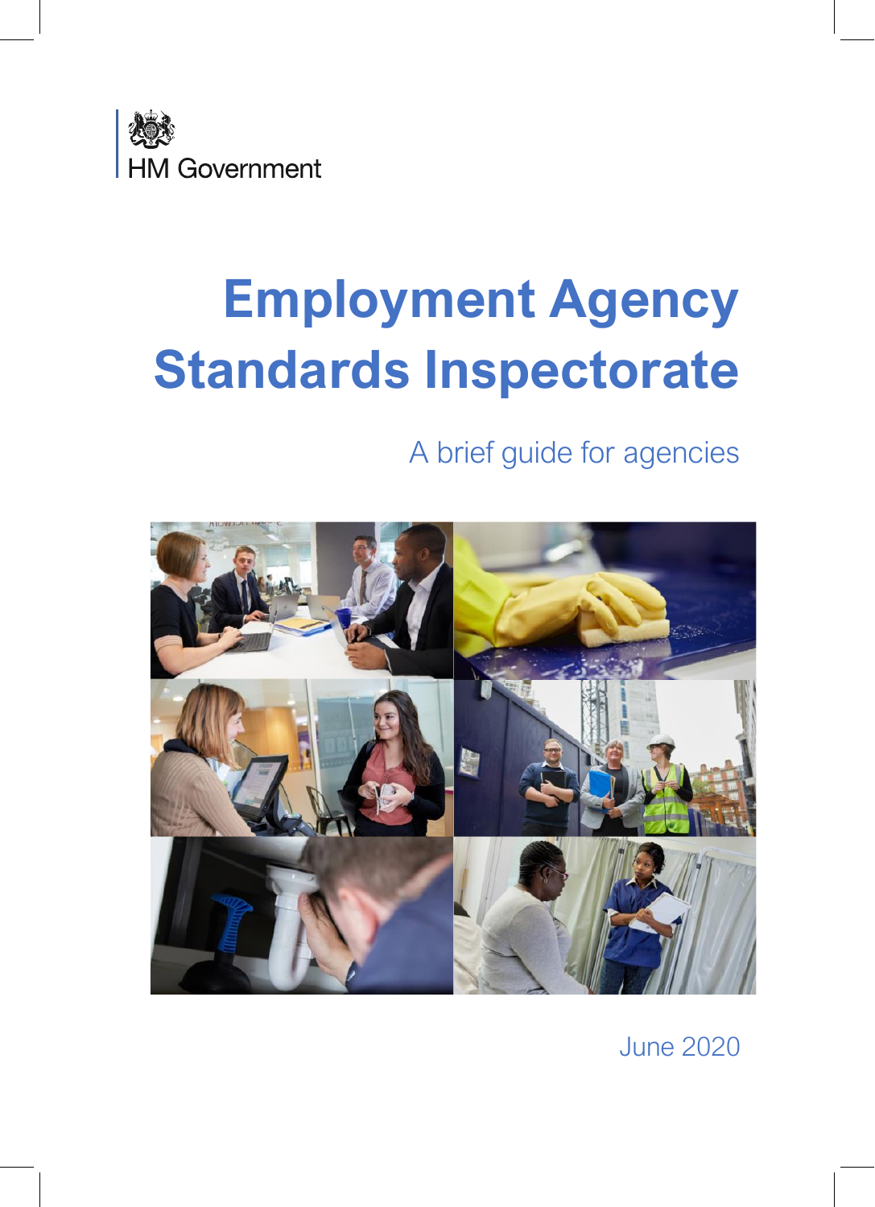HM Government

# Employment Agency Standards Inspectorate

## A brief guide for agencies

June 2020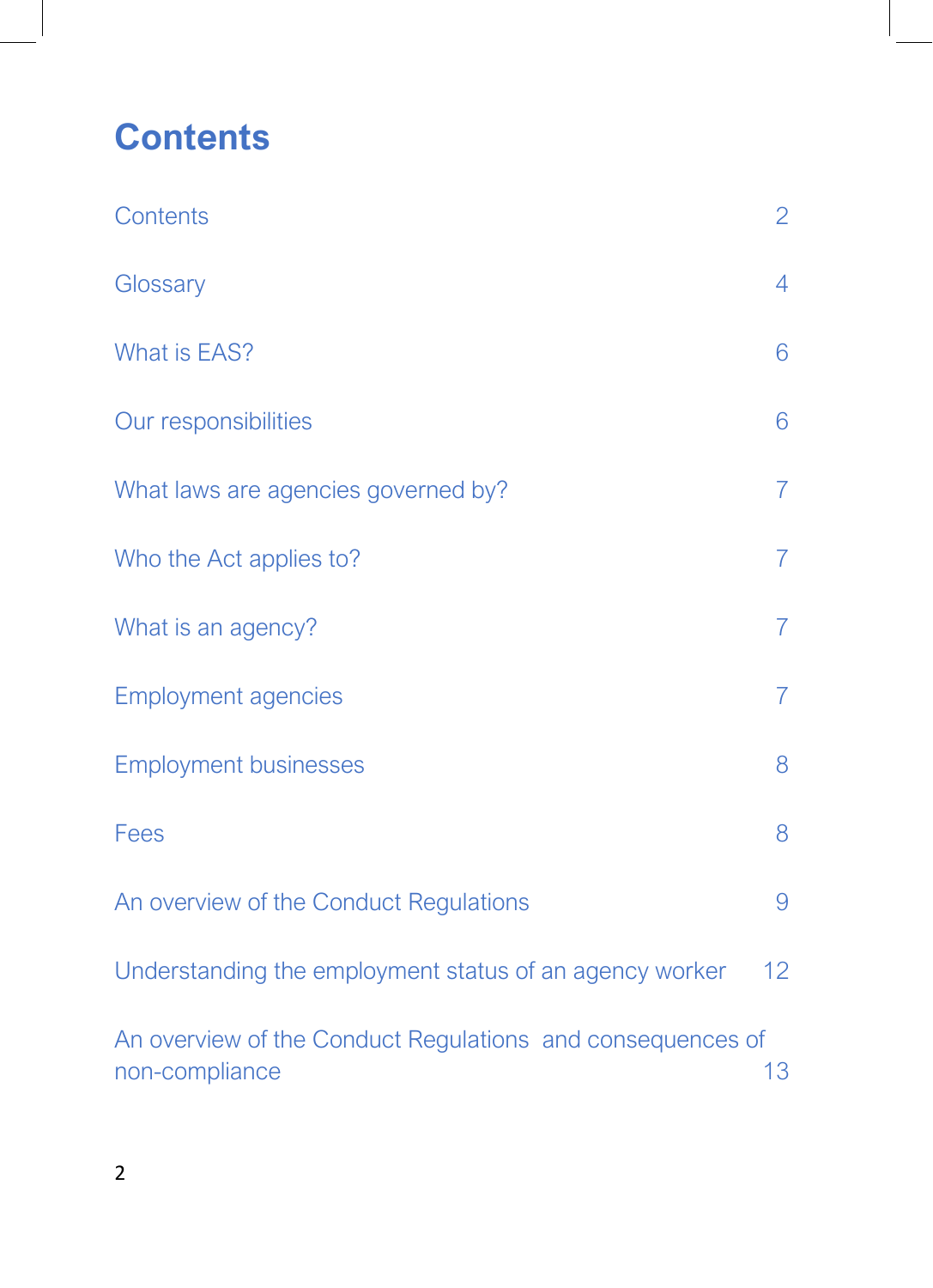# Contents

| | |
|---|---|
| Contents | 2 |
| Glossary | 4 |
| What is EAS? | 6 |
| Our responsibilities | 6 |
| What laws are agencies governed by? | 7 |
| Who the Act applies to? | 7 |
| What is an agency? | 7 |
| Employment agencies | 7 |
| Employment businesses | 8 |
| Fees | 8 |
| An overview of the Conduct Regulations | 9 |
| Understanding the employment status of an agency worker | 12 |
| An overview of the Conduct Regulations and consequences of non-compliance | 13 |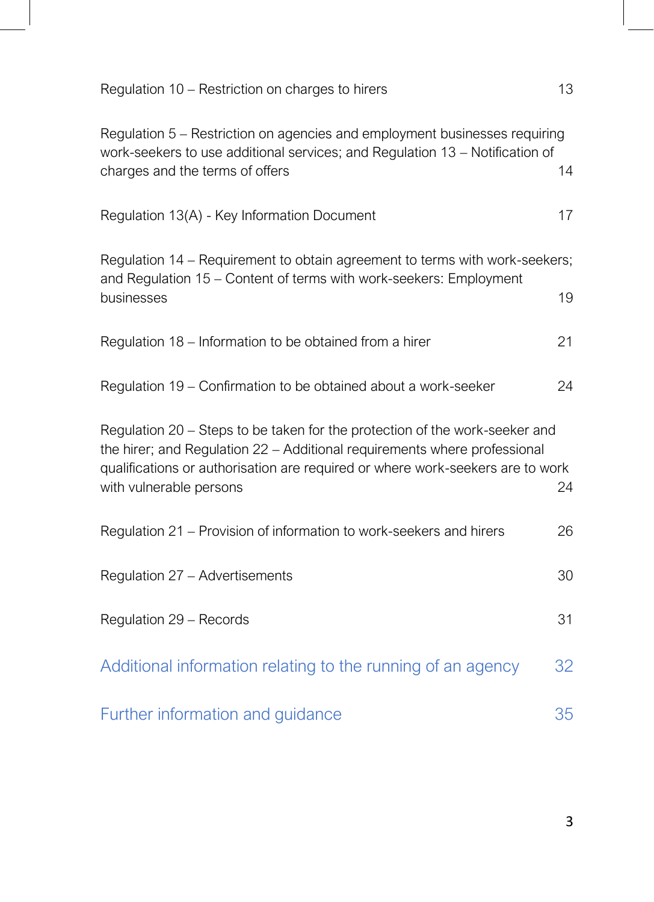Regulation 10 – Restriction on charges to hirers 13

Regulation 5 – Restriction on agencies and employment businesses requiring work-seekers to use additional services; and Regulation 13 – Notification of charges and the terms of offers 14

Regulation 13(A) - Key Information Document 17

Regulation 14 – Requirement to obtain agreement to terms with work-seekers; and Regulation 15 – Content of terms with work-seekers: Employment businesses 19

Regulation 18 – Information to be obtained from a hirer 21

Regulation 19 – Confirmation to be obtained about a work-seeker 24

Regulation 20 – Steps to be taken for the protection of the work-seeker and the hirer; and Regulation 22 – Additional requirements where professional qualifications or authorisation are required or where work-seekers are to work with vulnerable persons 24

Regulation 21 – Provision of information to work-seekers and hirers 26

Regulation 27 – Advertisements 30

Regulation 29 – Records 31

Additional information relating to the running of an agency 32

Further information and guidance 35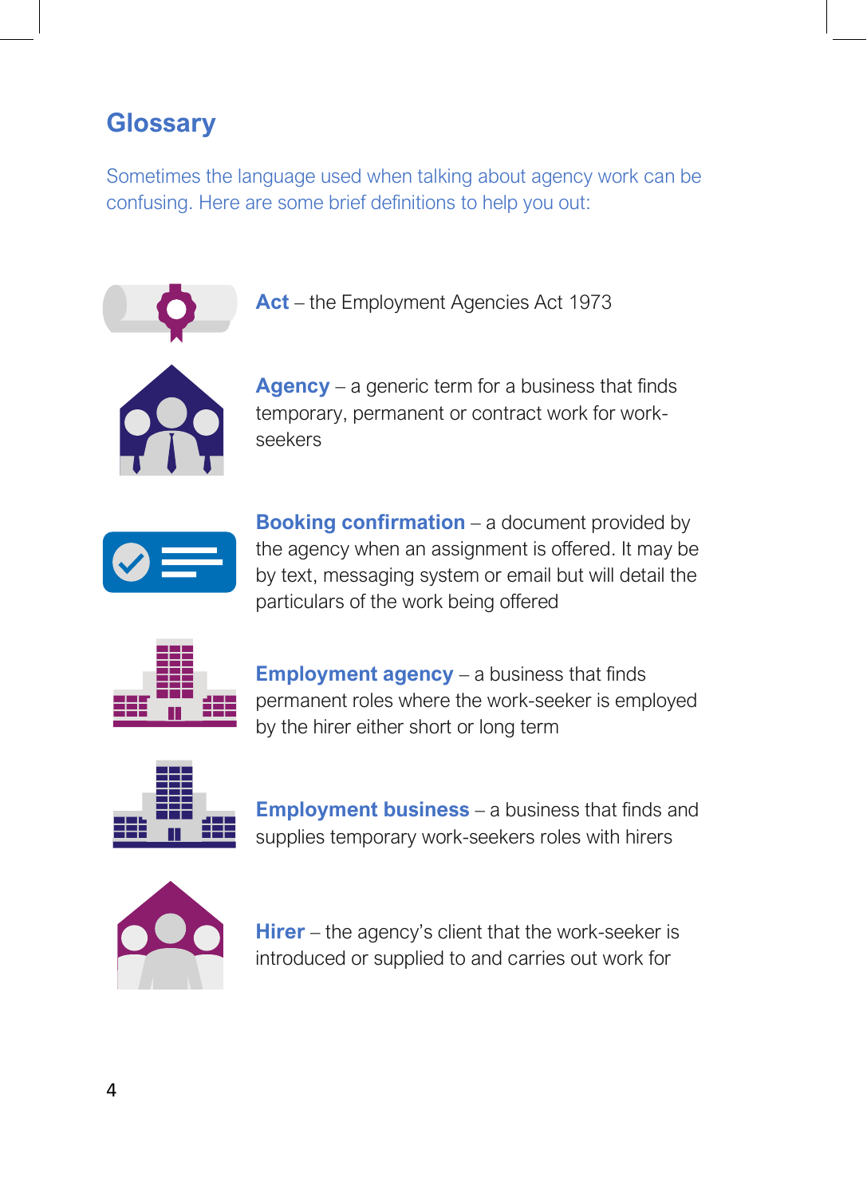# Glossary

Sometimes the language used when talking about agency work can be confusing. Here are some brief definitions to help you out:

**Act** – the Employment Agencies Act 1973

**Agency** – a generic term for a business that finds temporary, permanent or contract work for work-seekers

**Booking confirmation** – a document provided by the agency when an assignment is offered. It may be by text, messaging system or email but will detail the particulars of the work being offered

**Employment agency** – a business that finds permanent roles where the work-seeker is employed by the hirer either short or long term

**Employment business** – a business that finds and supplies temporary work-seekers roles with hirers

**Hirer** – the agency's client that the work-seeker is introduced or supplied to and carries out work for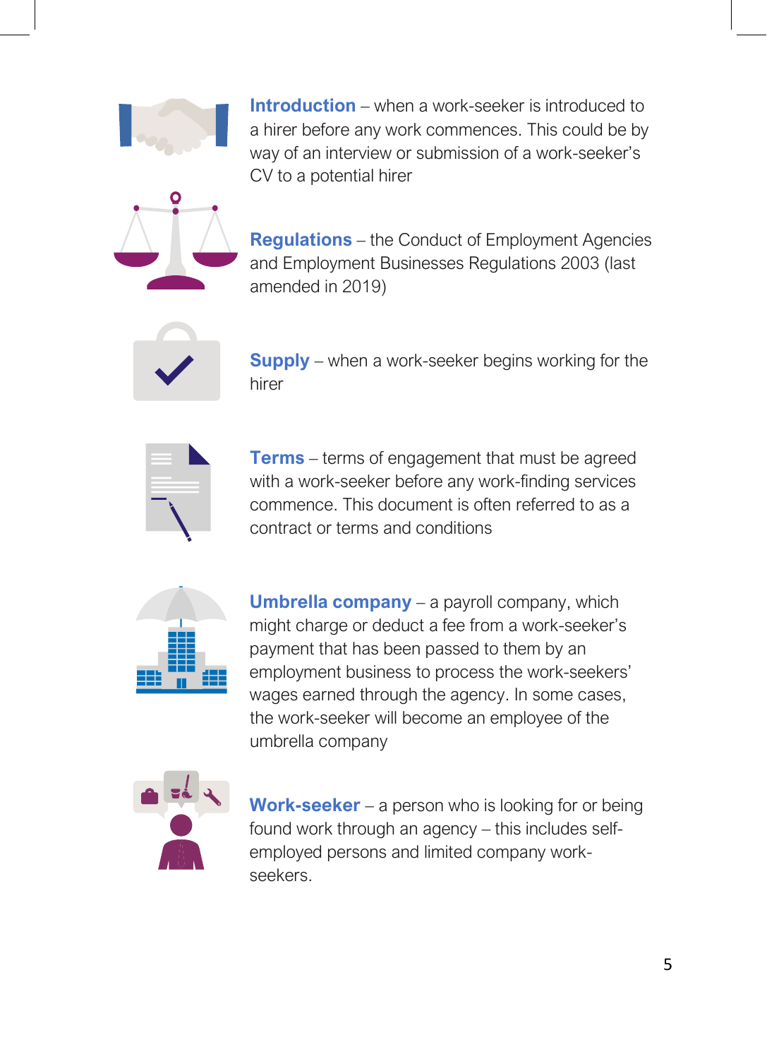**Introduction** – when a work-seeker is introduced to a hirer before any work commences. This could be by way of an interview or submission of a work-seeker's CV to a potential hirer

**Regulations** – the Conduct of Employment Agencies and Employment Businesses Regulations 2003 (last amended in 2019)

**Supply** – when a work-seeker begins working for the hirer

**Terms** – terms of engagement that must be agreed with a work-seeker before any work-finding services commence. This document is often referred to as a contract or terms and conditions

**Umbrella company** – a payroll company, which might charge or deduct a fee from a work-seeker's payment that has been passed to them by an employment business to process the work-seekers' wages earned through the agency. In some cases, the work-seeker will become an employee of the umbrella company

**Work-seeker** – a person who is looking for or being found work through an agency – this includes self-employed persons and limited company work-seekers.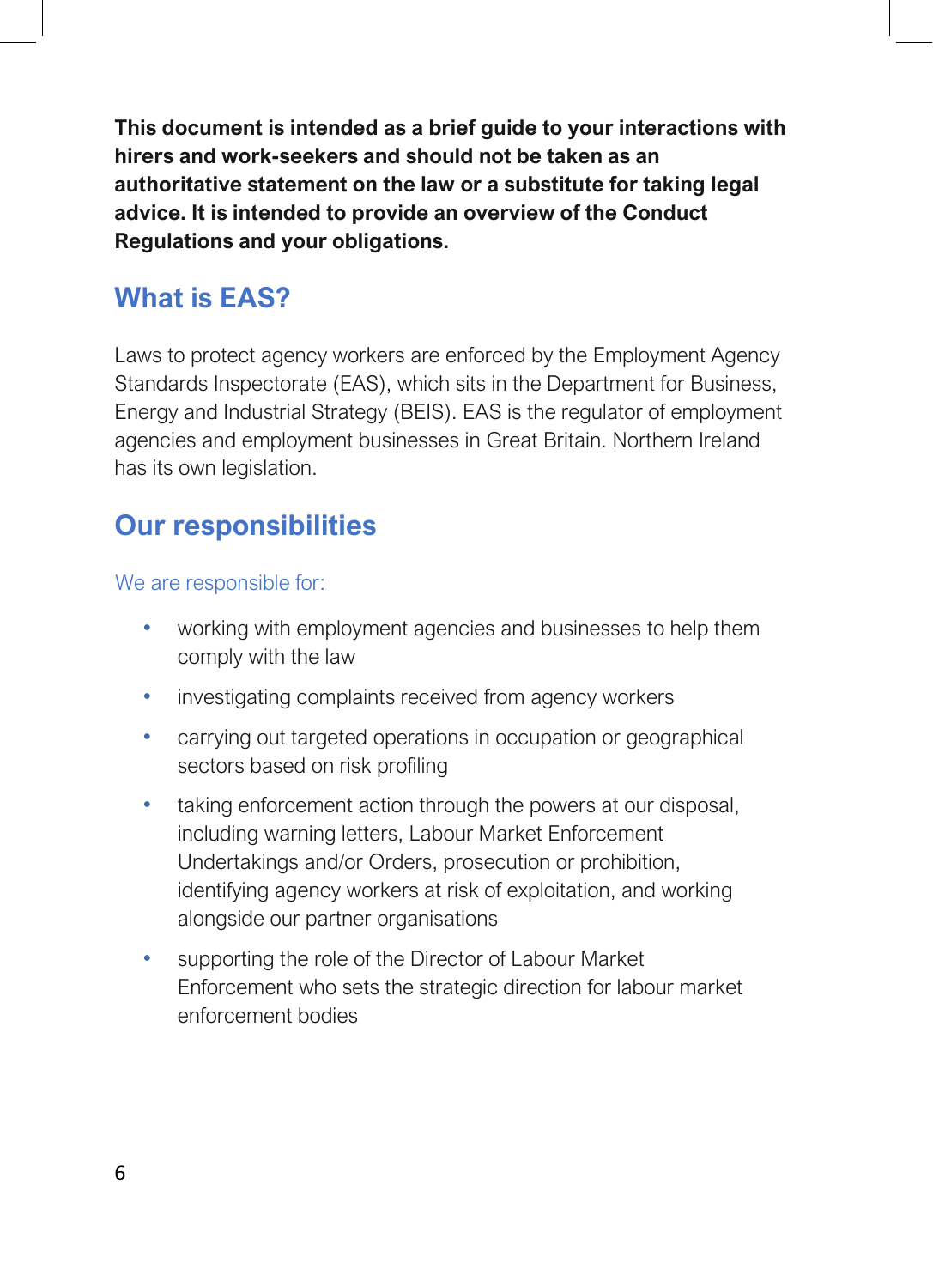**This document is intended as a brief guide to your interactions with hirers and work-seekers and should not be taken as an authoritative statement on the law or a substitute for taking legal advice. It is intended to provide an overview of the Conduct Regulations and your obligations.**

## What is EAS?

Laws to protect agency workers are enforced by the Employment Agency Standards Inspectorate (EAS), which sits in the Department for Business, Energy and Industrial Strategy (BEIS). EAS is the regulator of employment agencies and employment businesses in Great Britain. Northern Ireland has its own legislation.

## Our responsibilities

We are responsible for:

- working with employment agencies and businesses to help them comply with the law
- investigating complaints received from agency workers
- carrying out targeted operations in occupation or geographical sectors based on risk profiling
- taking enforcement action through the powers at our disposal, including warning letters, Labour Market Enforcement Undertakings and/or Orders, prosecution or prohibition, identifying agency workers at risk of exploitation, and working alongside our partner organisations
- supporting the role of the Director of Labour Market Enforcement who sets the strategic direction for labour market enforcement bodies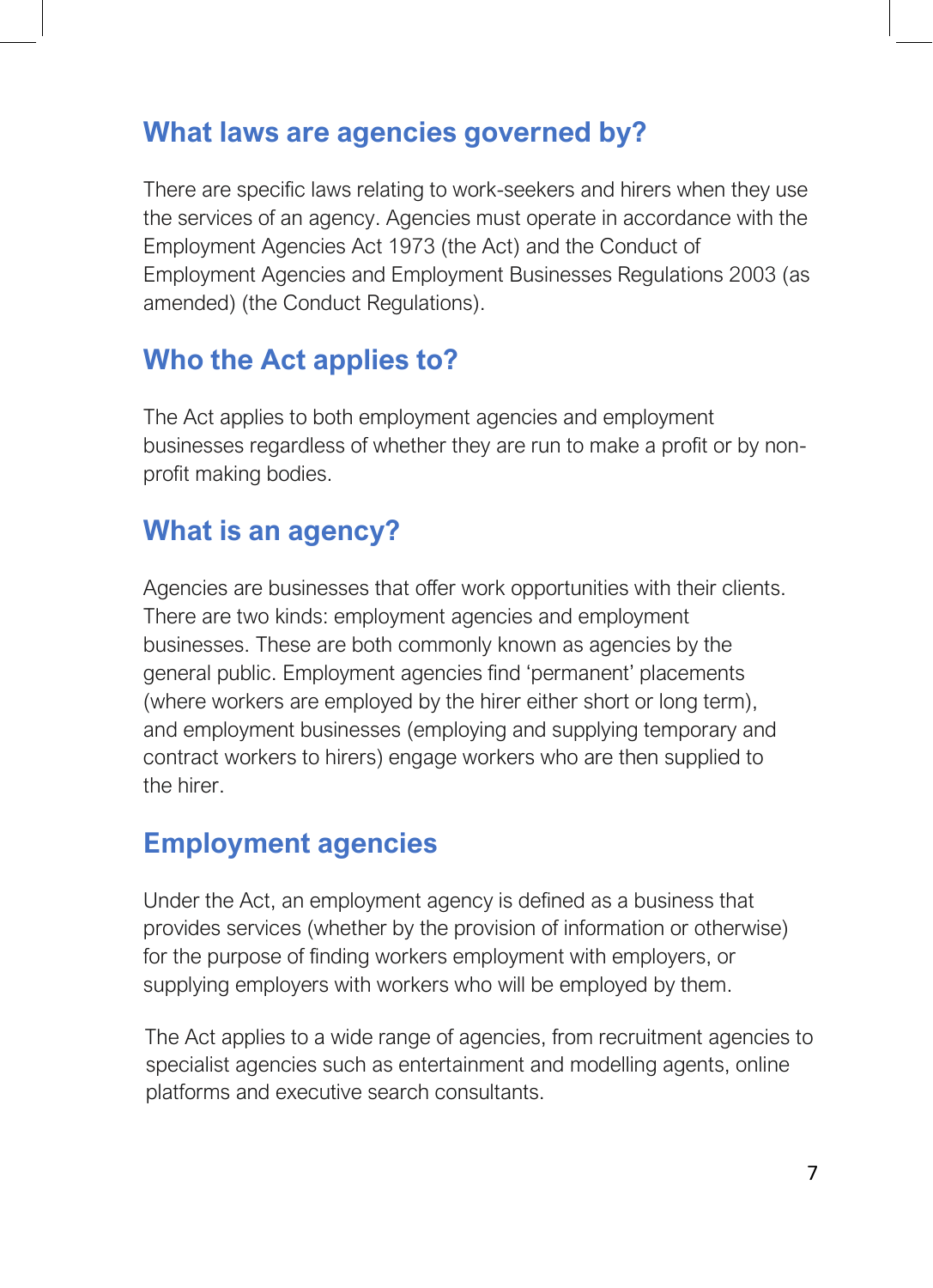## What laws are agencies governed by?

There are specific laws relating to work-seekers and hirers when they use the services of an agency. Agencies must operate in accordance with the Employment Agencies Act 1973 (the Act) and the Conduct of Employment Agencies and Employment Businesses Regulations 2003 (as amended) (the Conduct Regulations).

## Who the Act applies to?

The Act applies to both employment agencies and employment businesses regardless of whether they are run to make a profit or by non-profit making bodies.

## What is an agency?

Agencies are businesses that offer work opportunities with their clients. There are two kinds: employment agencies and employment businesses. These are both commonly known as agencies by the general public. Employment agencies find 'permanent' placements (where workers are employed by the hirer either short or long term), and employment businesses (employing and supplying temporary and contract workers to hirers) engage workers who are then supplied to the hirer.

## Employment agencies

Under the Act, an employment agency is defined as a business that provides services (whether by the provision of information or otherwise) for the purpose of finding workers employment with employers, or supplying employers with workers who will be employed by them.

The Act applies to a wide range of agencies, from recruitment agencies to specialist agencies such as entertainment and modelling agents, online platforms and executive search consultants.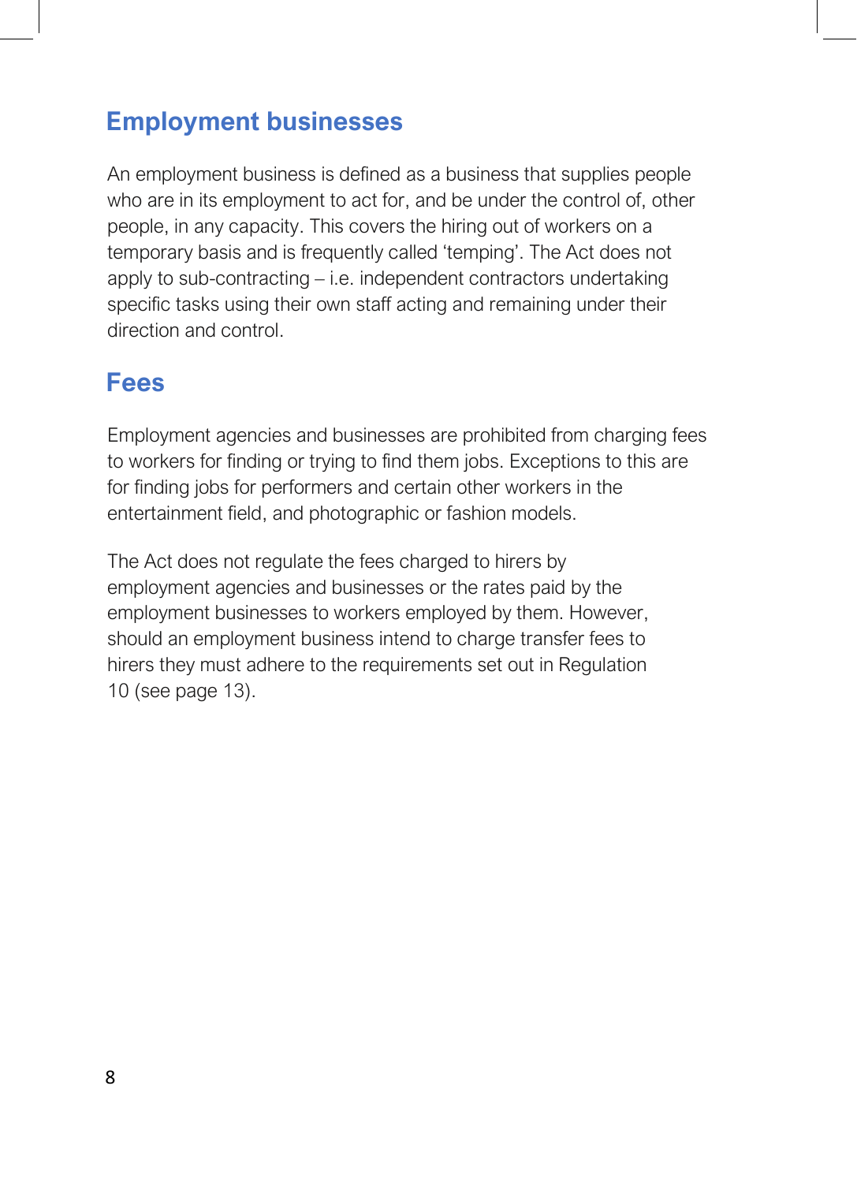## Employment businesses

An employment business is defined as a business that supplies people who are in its employment to act for, and be under the control of, other people, in any capacity. This covers the hiring out of workers on a temporary basis and is frequently called 'temping'. The Act does not apply to sub-contracting – i.e. independent contractors undertaking specific tasks using their own staff acting and remaining under their direction and control.

## Fees

Employment agencies and businesses are prohibited from charging fees to workers for finding or trying to find them jobs. Exceptions to this are for finding jobs for performers and certain other workers in the entertainment field, and photographic or fashion models.

The Act does not regulate the fees charged to hirers by employment agencies and businesses or the rates paid by the employment businesses to workers employed by them. However, should an employment business intend to charge transfer fees to hirers they must adhere to the requirements set out in Regulation 10 (see page 13).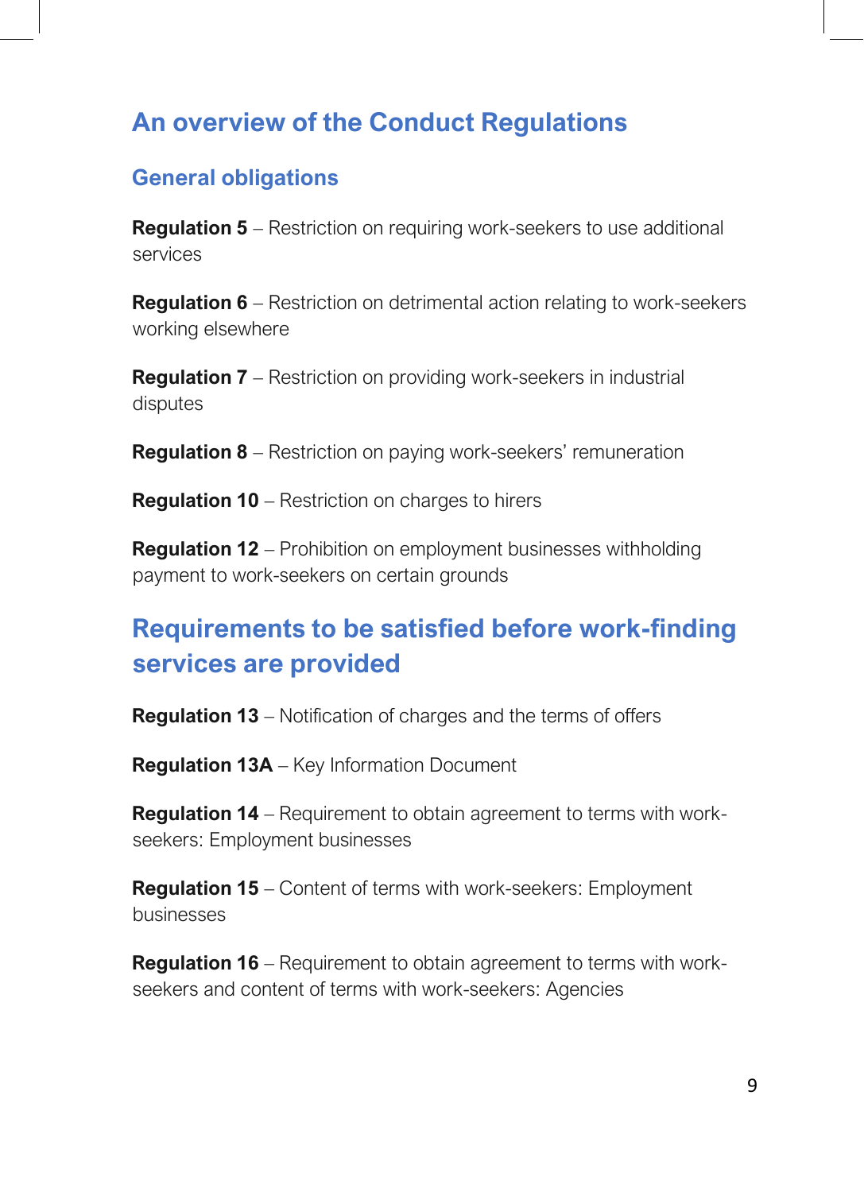# An overview of the Conduct Regulations

## General obligations

**Regulation 5** – Restriction on requiring work-seekers to use additional services

**Regulation 6** – Restriction on detrimental action relating to work-seekers working elsewhere

**Regulation 7** – Restriction on providing work-seekers in industrial disputes

**Regulation 8** – Restriction on paying work-seekers' remuneration

**Regulation 10** – Restriction on charges to hirers

**Regulation 12** – Prohibition on employment businesses withholding payment to work-seekers on certain grounds

# Requirements to be satisfied before work-finding services are provided

**Regulation 13** – Notification of charges and the terms of offers

**Regulation 13A** – Key Information Document

**Regulation 14** – Requirement to obtain agreement to terms with work-seekers: Employment businesses

**Regulation 15** – Content of terms with work-seekers: Employment businesses

**Regulation 16** – Requirement to obtain agreement to terms with work-seekers and content of terms with work-seekers: Agencies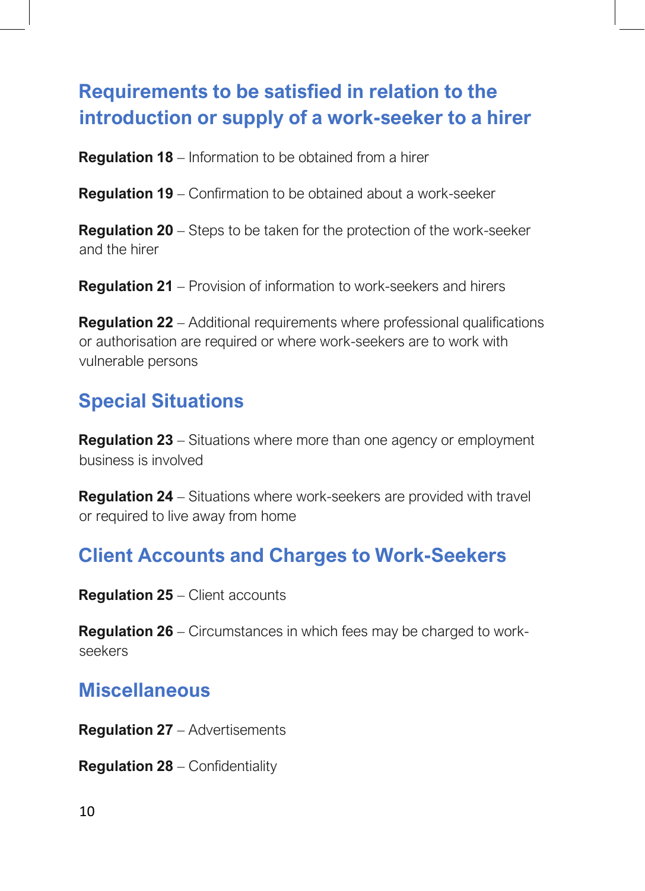## Requirements to be satisfied in relation to the introduction or supply of a work-seeker to a hirer

**Regulation 18** – Information to be obtained from a hirer

**Regulation 19** – Confirmation to be obtained about a work-seeker

**Regulation 20** – Steps to be taken for the protection of the work-seeker and the hirer

**Regulation 21** – Provision of information to work-seekers and hirers

**Regulation 22** – Additional requirements where professional qualifications or authorisation are required or where work-seekers are to work with vulnerable persons

## Special Situations

**Regulation 23** – Situations where more than one agency or employment business is involved

**Regulation 24** – Situations where work-seekers are provided with travel or required to live away from home

## Client Accounts and Charges to Work-Seekers

**Regulation 25** – Client accounts

**Regulation 26** – Circumstances in which fees may be charged to work-seekers

## Miscellaneous

**Regulation 27** – Advertisements

**Regulation 28** – Confidentiality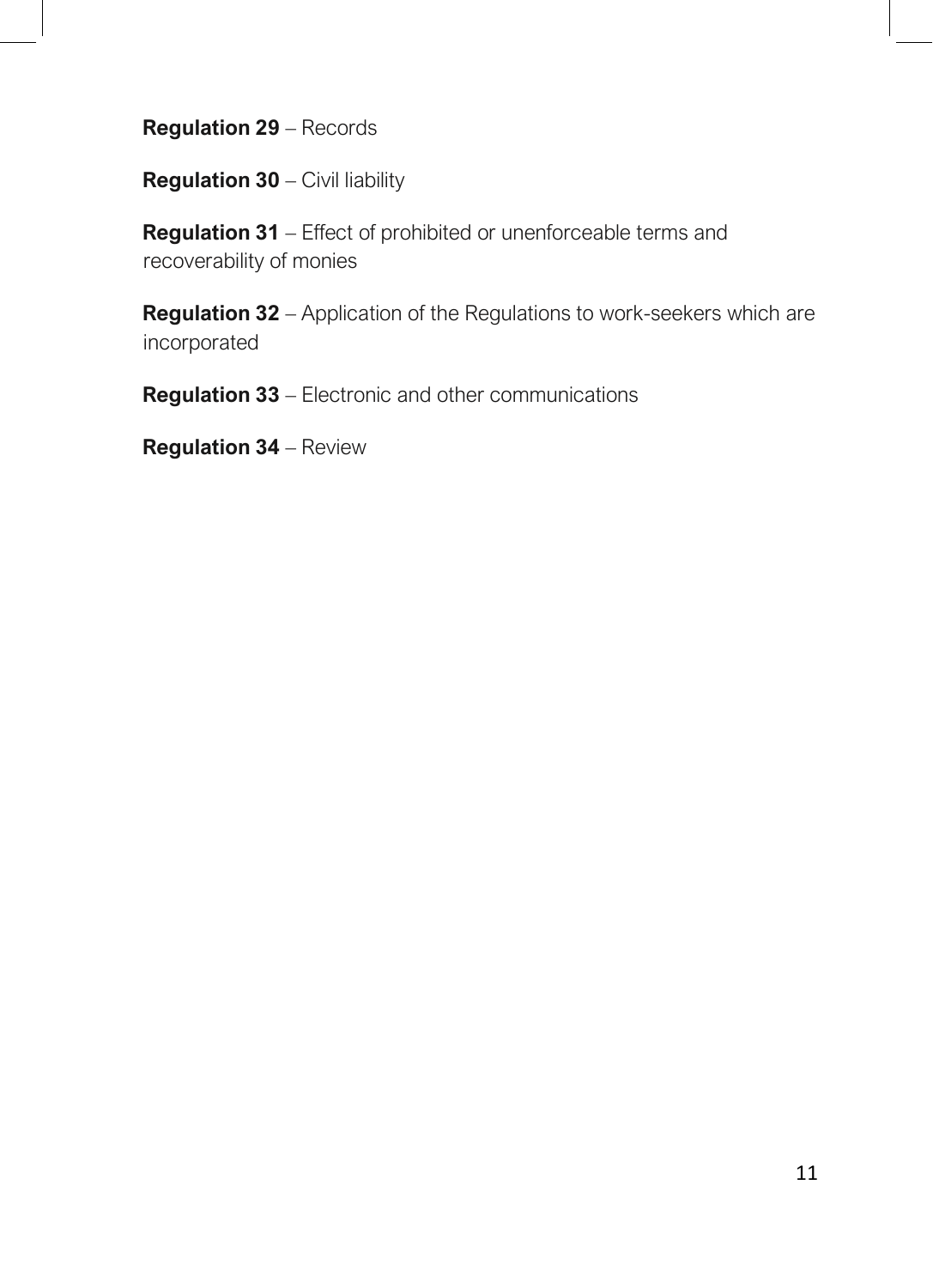**Regulation 29** – Records

**Regulation 30** – Civil liability

**Regulation 31** – Effect of prohibited or unenforceable terms and recoverability of monies

**Regulation 32** – Application of the Regulations to work-seekers which are incorporated

**Regulation 33** – Electronic and other communications

**Regulation 34** – Review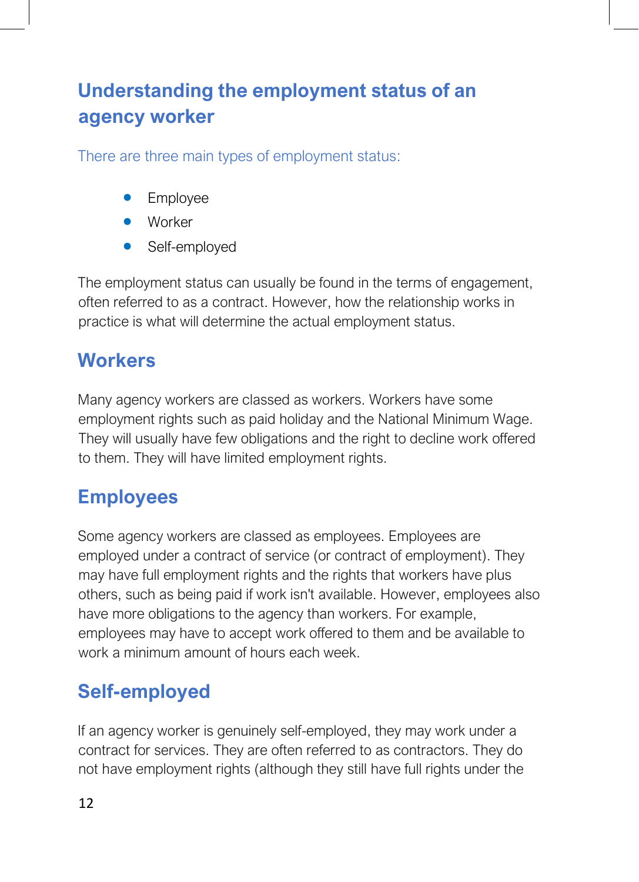## Understanding the employment status of an agency worker

There are three main types of employment status:

- Employee
- Worker
- Self-employed

The employment status can usually be found in the terms of engagement, often referred to as a contract. However, how the relationship works in practice is what will determine the actual employment status.

### Workers

Many agency workers are classed as workers. Workers have some employment rights such as paid holiday and the National Minimum Wage. They will usually have few obligations and the right to decline work offered to them. They will have limited employment rights.

### Employees

Some agency workers are classed as employees. Employees are employed under a contract of service (or contract of employment). They may have full employment rights and the rights that workers have plus others, such as being paid if work isn't available. However, employees also have more obligations to the agency than workers. For example, employees may have to accept work offered to them and be available to work a minimum amount of hours each week.

### Self-employed

If an agency worker is genuinely self-employed, they may work under a contract for services. They are often referred to as contractors. They do not have employment rights (although they still have full rights under the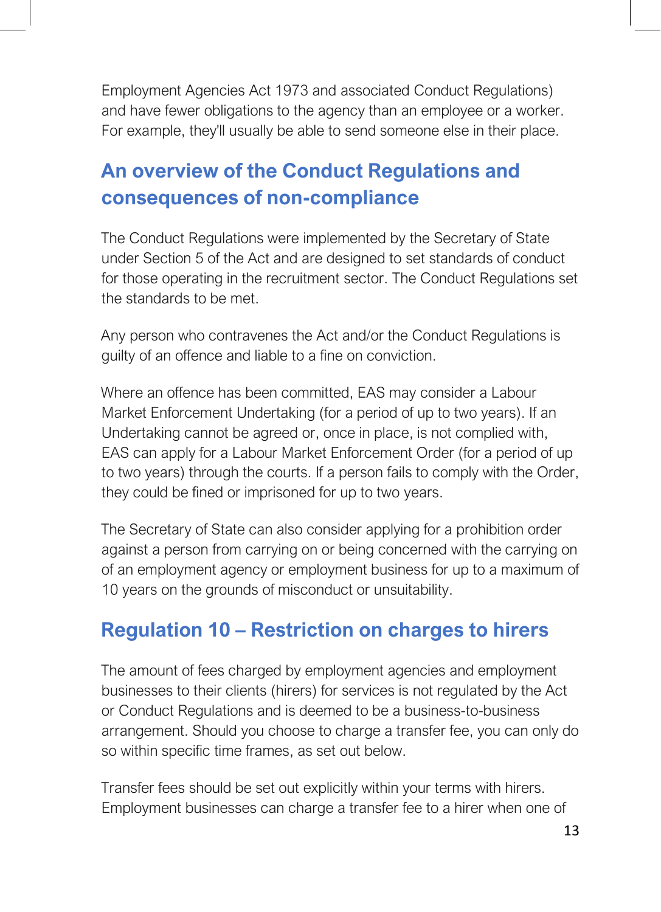Employment Agencies Act 1973 and associated Conduct Regulations) and have fewer obligations to the agency than an employee or a worker. For example, they'll usually be able to send someone else in their place.

## An overview of the Conduct Regulations and consequences of non-compliance

The Conduct Regulations were implemented by the Secretary of State under Section 5 of the Act and are designed to set standards of conduct for those operating in the recruitment sector. The Conduct Regulations set the standards to be met.

Any person who contravenes the Act and/or the Conduct Regulations is guilty of an offence and liable to a fine on conviction.

Where an offence has been committed, EAS may consider a Labour Market Enforcement Undertaking (for a period of up to two years). If an Undertaking cannot be agreed or, once in place, is not complied with, EAS can apply for a Labour Market Enforcement Order (for a period of up to two years) through the courts. If a person fails to comply with the Order, they could be fined or imprisoned for up to two years.

The Secretary of State can also consider applying for a prohibition order against a person from carrying on or being concerned with the carrying on of an employment agency or employment business for up to a maximum of 10 years on the grounds of misconduct or unsuitability.

## Regulation 10 – Restriction on charges to hirers

The amount of fees charged by employment agencies and employment businesses to their clients (hirers) for services is not regulated by the Act or Conduct Regulations and is deemed to be a business-to-business arrangement. Should you choose to charge a transfer fee, you can only do so within specific time frames, as set out below.

Transfer fees should be set out explicitly within your terms with hirers. Employment businesses can charge a transfer fee to a hirer when one of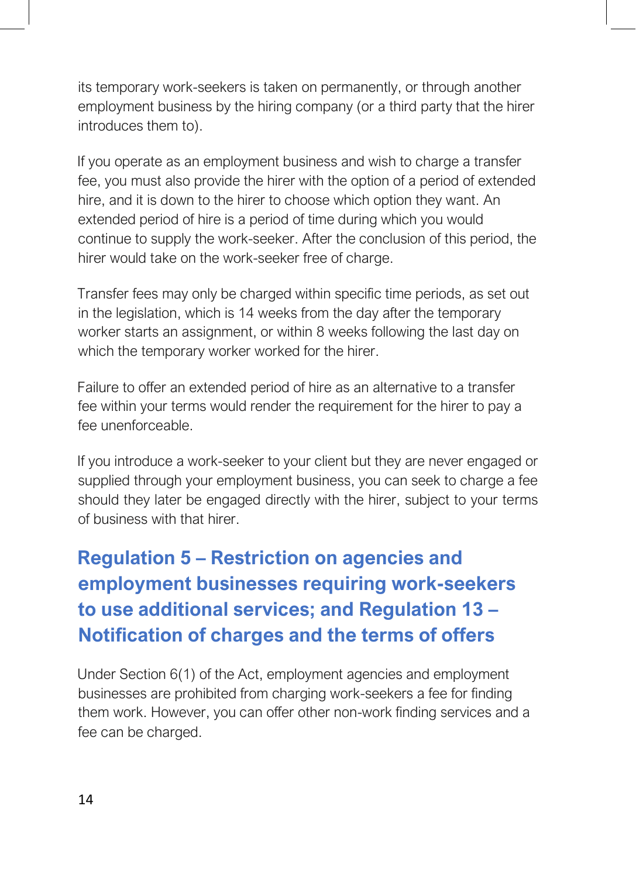its temporary work-seekers is taken on permanently, or through another employment business by the hiring company (or a third party that the hirer introduces them to).

If you operate as an employment business and wish to charge a transfer fee, you must also provide the hirer with the option of a period of extended hire, and it is down to the hirer to choose which option they want. An extended period of hire is a period of time during which you would continue to supply the work-seeker. After the conclusion of this period, the hirer would take on the work-seeker free of charge.

Transfer fees may only be charged within specific time periods, as set out in the legislation, which is 14 weeks from the day after the temporary worker starts an assignment, or within 8 weeks following the last day on which the temporary worker worked for the hirer.

Failure to offer an extended period of hire as an alternative to a transfer fee within your terms would render the requirement for the hirer to pay a fee unenforceable.

If you introduce a work-seeker to your client but they are never engaged or supplied through your employment business, you can seek to charge a fee should they later be engaged directly with the hirer, subject to your terms of business with that hirer.

## Regulation 5 – Restriction on agencies and employment businesses requiring work-seekers to use additional services; and Regulation 13 – Notification of charges and the terms of offers

Under Section 6(1) of the Act, employment agencies and employment businesses are prohibited from charging work-seekers a fee for finding them work. However, you can offer other non-work finding services and a fee can be charged.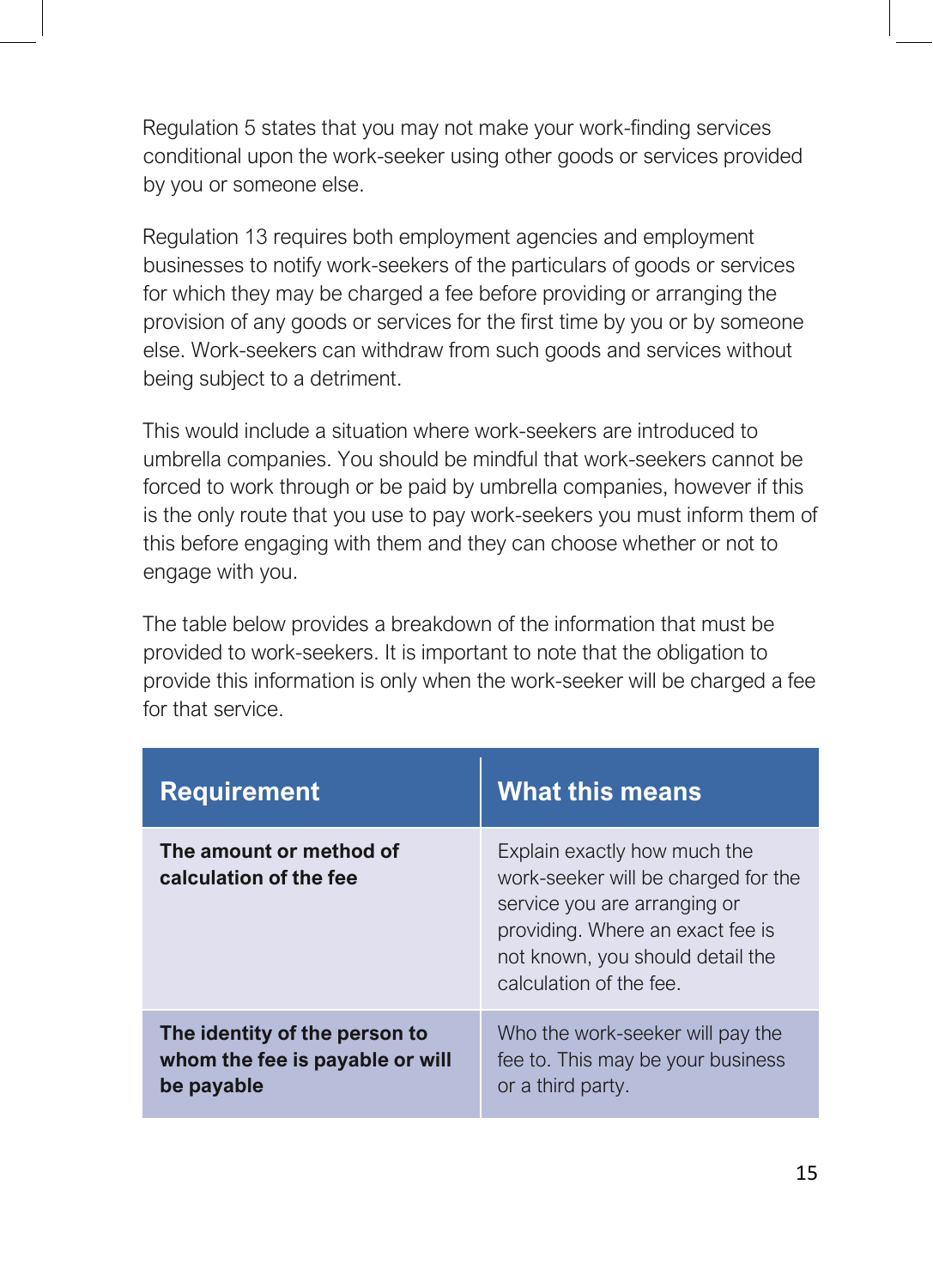Regulation 5 states that you may not make your work-finding services conditional upon the work-seeker using other goods or services provided by you or someone else.

Regulation 13 requires both employment agencies and employment businesses to notify work-seekers of the particulars of goods or services for which they may be charged a fee before providing or arranging the provision of any goods or services for the first time by you or by someone else. Work-seekers can withdraw from such goods and services without being subject to a detriment.

This would include a situation where work-seekers are introduced to umbrella companies. You should be mindful that work-seekers cannot be forced to work through or be paid by umbrella companies, however if this is the only route that you use to pay work-seekers you must inform them of this before engaging with them and they can choose whether or not to engage with you.

The table below provides a breakdown of the information that must be provided to work-seekers. It is important to note that the obligation to provide this information is only when the work-seeker will be charged a fee for that service.

| Requirement | What this means |
|---|---|
| **The amount or method of calculation of the fee** | Explain exactly how much the work-seeker will be charged for the service you are arranging or providing. Where an exact fee is not known, you should detail the calculation of the fee. |
| **The identity of the person to whom the fee is payable or will be payable** | Who the work-seeker will pay the fee to. This may be your business or a third party. |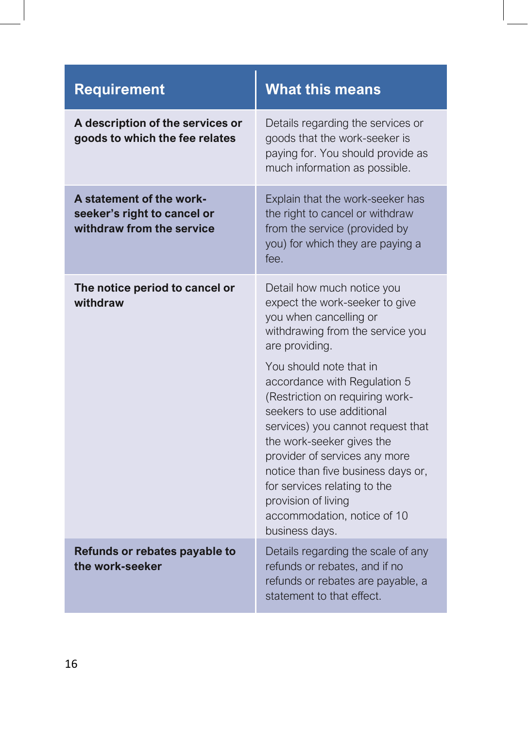| Requirement | What this means |
|---|---|
| **A description of the services or goods to which the fee relates** | Details regarding the services or goods that the work-seeker is paying for. You should provide as much information as possible. |
| **A statement of the work-seeker's right to cancel or withdraw from the service** | Explain that the work-seeker has the right to cancel or withdraw from the service (provided by you) for which they are paying a fee. |
| **The notice period to cancel or withdraw** | Detail how much notice you expect the work-seeker to give you when cancelling or withdrawing from the service you are providing.<br><br>You should note that in accordance with Regulation 5 (Restriction on requiring work-seekers to use additional services) you cannot request that the work-seeker gives the provider of services any more notice than five business days or, for services relating to the provision of living accommodation, notice of 10 business days. |
| **Refunds or rebates payable to the work-seeker** | Details regarding the scale of any refunds or rebates, and if no refunds or rebates are payable, a statement to that effect. |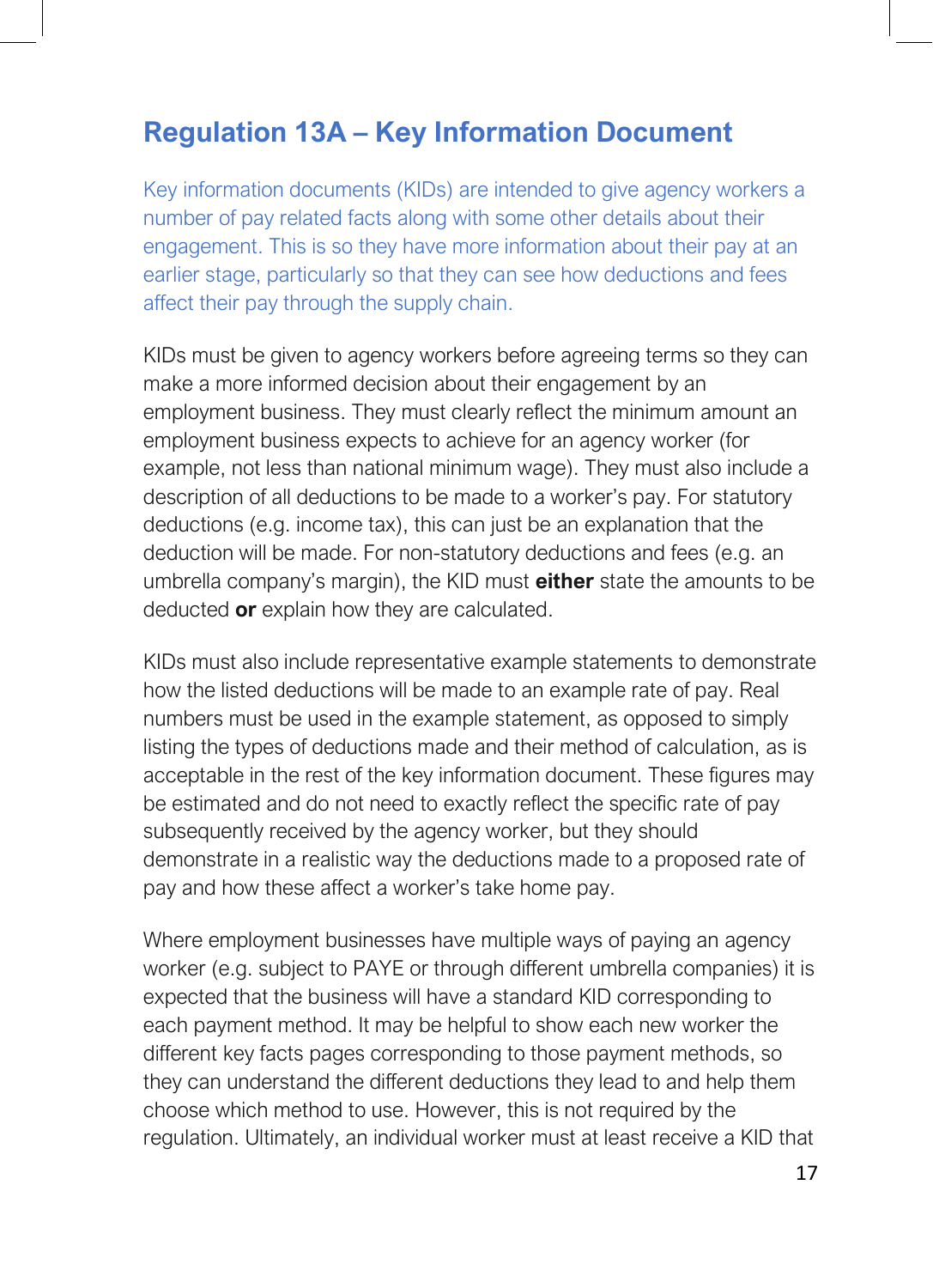## Regulation 13A – Key Information Document

Key information documents (KIDs) are intended to give agency workers a number of pay related facts along with some other details about their engagement. This is so they have more information about their pay at an earlier stage, particularly so that they can see how deductions and fees affect their pay through the supply chain.

KIDs must be given to agency workers before agreeing terms so they can make a more informed decision about their engagement by an employment business. They must clearly reflect the minimum amount an employment business expects to achieve for an agency worker (for example, not less than national minimum wage). They must also include a description of all deductions to be made to a worker's pay. For statutory deductions (e.g. income tax), this can just be an explanation that the deduction will be made. For non-statutory deductions and fees (e.g. an umbrella company's margin), the KID must **either** state the amounts to be deducted **or** explain how they are calculated.

KIDs must also include representative example statements to demonstrate how the listed deductions will be made to an example rate of pay. Real numbers must be used in the example statement, as opposed to simply listing the types of deductions made and their method of calculation, as is acceptable in the rest of the key information document. These figures may be estimated and do not need to exactly reflect the specific rate of pay subsequently received by the agency worker, but they should demonstrate in a realistic way the deductions made to a proposed rate of pay and how these affect a worker's take home pay.

Where employment businesses have multiple ways of paying an agency worker (e.g. subject to PAYE or through different umbrella companies) it is expected that the business will have a standard KID corresponding to each payment method. It may be helpful to show each new worker the different key facts pages corresponding to those payment methods, so they can understand the different deductions they lead to and help them choose which method to use. However, this is not required by the regulation. Ultimately, an individual worker must at least receive a KID that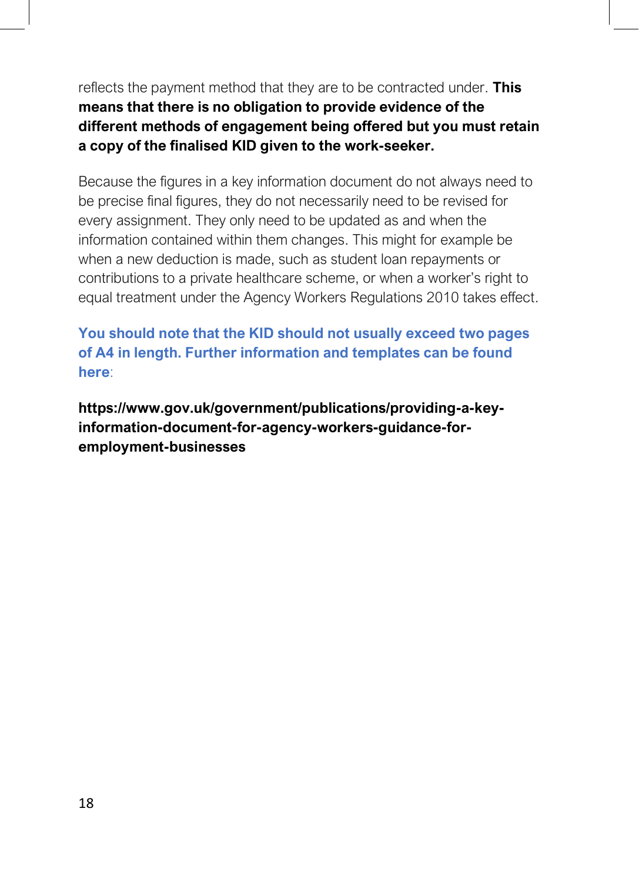reflects the payment method that they are to be contracted under. **This means that there is no obligation to provide evidence of the different methods of engagement being offered but you must retain a copy of the finalised KID given to the work-seeker.**

Because the figures in a key information document do not always need to be precise final figures, they do not necessarily need to be revised for every assignment. They only need to be updated as and when the information contained within them changes. This might for example be when a new deduction is made, such as student loan repayments or contributions to a private healthcare scheme, or when a worker's right to equal treatment under the Agency Workers Regulations 2010 takes effect.

**You should note that the KID should not usually exceed two pages of A4 in length. Further information and templates can be found here**:

**https://www.gov.uk/government/publications/providing-a-key-information-document-for-agency-workers-guidance-for-employment-businesses**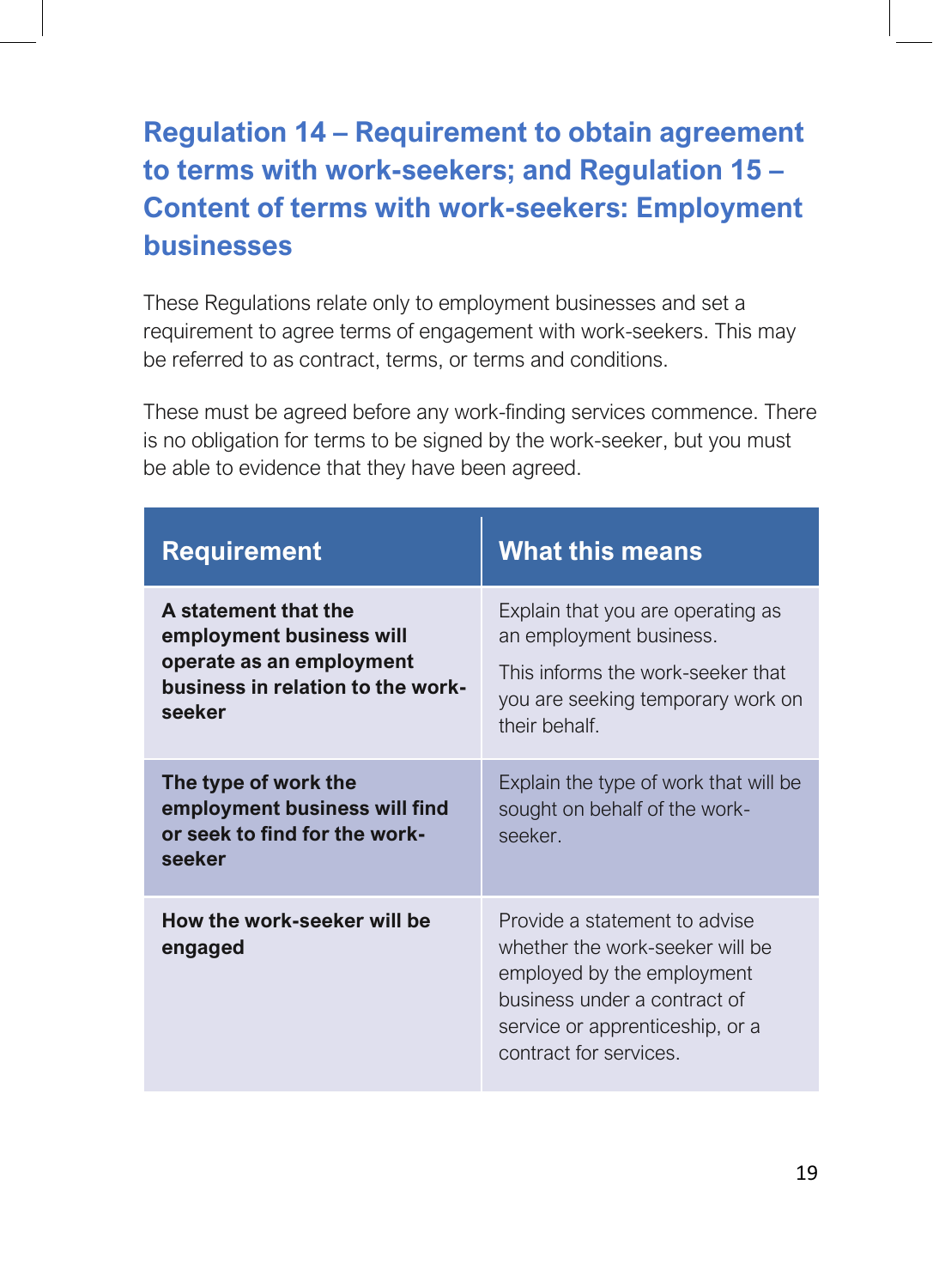## Regulation 14 – Requirement to obtain agreement to terms with work-seekers; and Regulation 15 – Content of terms with work-seekers: Employment businesses

These Regulations relate only to employment businesses and set a requirement to agree terms of engagement with work-seekers. This may be referred to as contract, terms, or terms and conditions.

These must be agreed before any work-finding services commence. There is no obligation for terms to be signed by the work-seeker, but you must be able to evidence that they have been agreed.

| Requirement | What this means |
|---|---|
| **A statement that the employment business will operate as an employment business in relation to the work-seeker** | Explain that you are operating as an employment business. This informs the work-seeker that you are seeking temporary work on their behalf. |
| **The type of work the employment business will find or seek to find for the work-seeker** | Explain the type of work that will be sought on behalf of the work-seeker. |
| **How the work-seeker will be engaged** | Provide a statement to advise whether the work-seeker will be employed by the employment business under a contract of service or apprenticeship, or a contract for services. |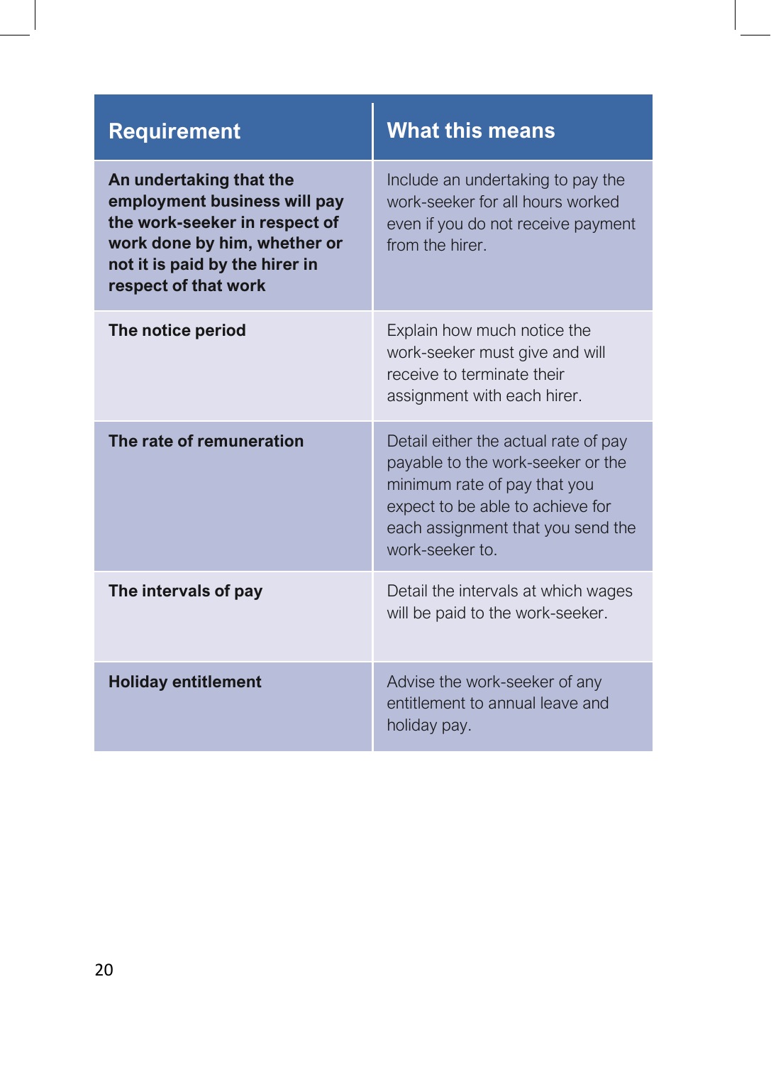| Requirement | What this means |
| --- | --- |
| **An undertaking that the employment business will pay the work-seeker in respect of work done by him, whether or not it is paid by the hirer in respect of that work** | Include an undertaking to pay the work-seeker for all hours worked even if you do not receive payment from the hirer. |
| **The notice period** | Explain how much notice the work-seeker must give and will receive to terminate their assignment with each hirer. |
| **The rate of remuneration** | Detail either the actual rate of pay payable to the work-seeker or the minimum rate of pay that you expect to be able to achieve for each assignment that you send the work-seeker to. |
| **The intervals of pay** | Detail the intervals at which wages will be paid to the work-seeker. |
| **Holiday entitlement** | Advise the work-seeker of any entitlement to annual leave and holiday pay. |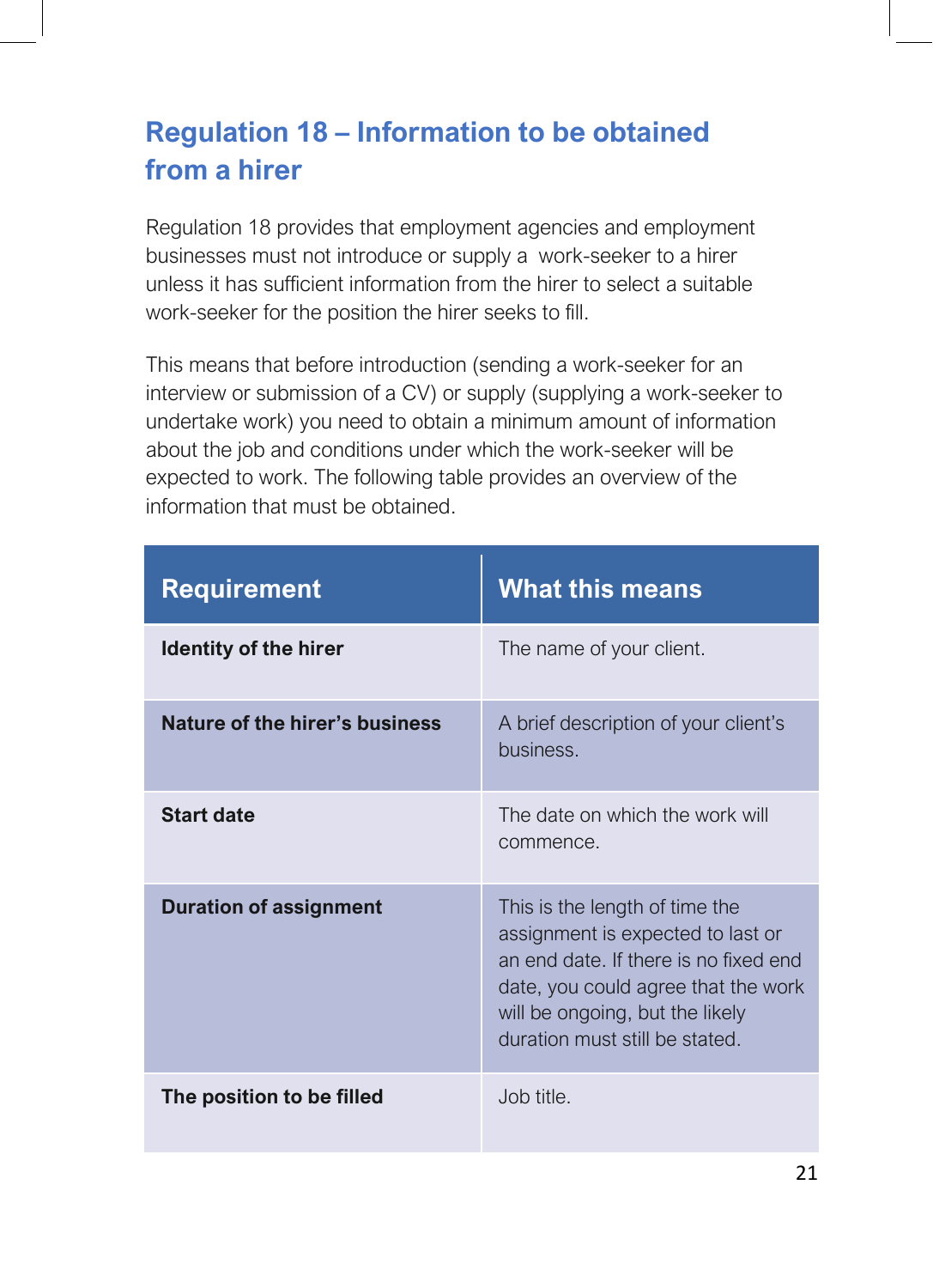## Regulation 18 – Information to be obtained from a hirer

Regulation 18 provides that employment agencies and employment businesses must not introduce or supply a work-seeker to a hirer unless it has sufficient information from the hirer to select a suitable work-seeker for the position the hirer seeks to fill.

This means that before introduction (sending a work-seeker for an interview or submission of a CV) or supply (supplying a work-seeker to undertake work) you need to obtain a minimum amount of information about the job and conditions under which the work-seeker will be expected to work. The following table provides an overview of the information that must be obtained.

| Requirement | What this means |
|---|---|
| **Identity of the hirer** | The name of your client. |
| **Nature of the hirer's business** | A brief description of your client's business. |
| **Start date** | The date on which the work will commence. |
| **Duration of assignment** | This is the length of time the assignment is expected to last or an end date. If there is no fixed end date, you could agree that the work will be ongoing, but the likely duration must still be stated. |
| **The position to be filled** | Job title. |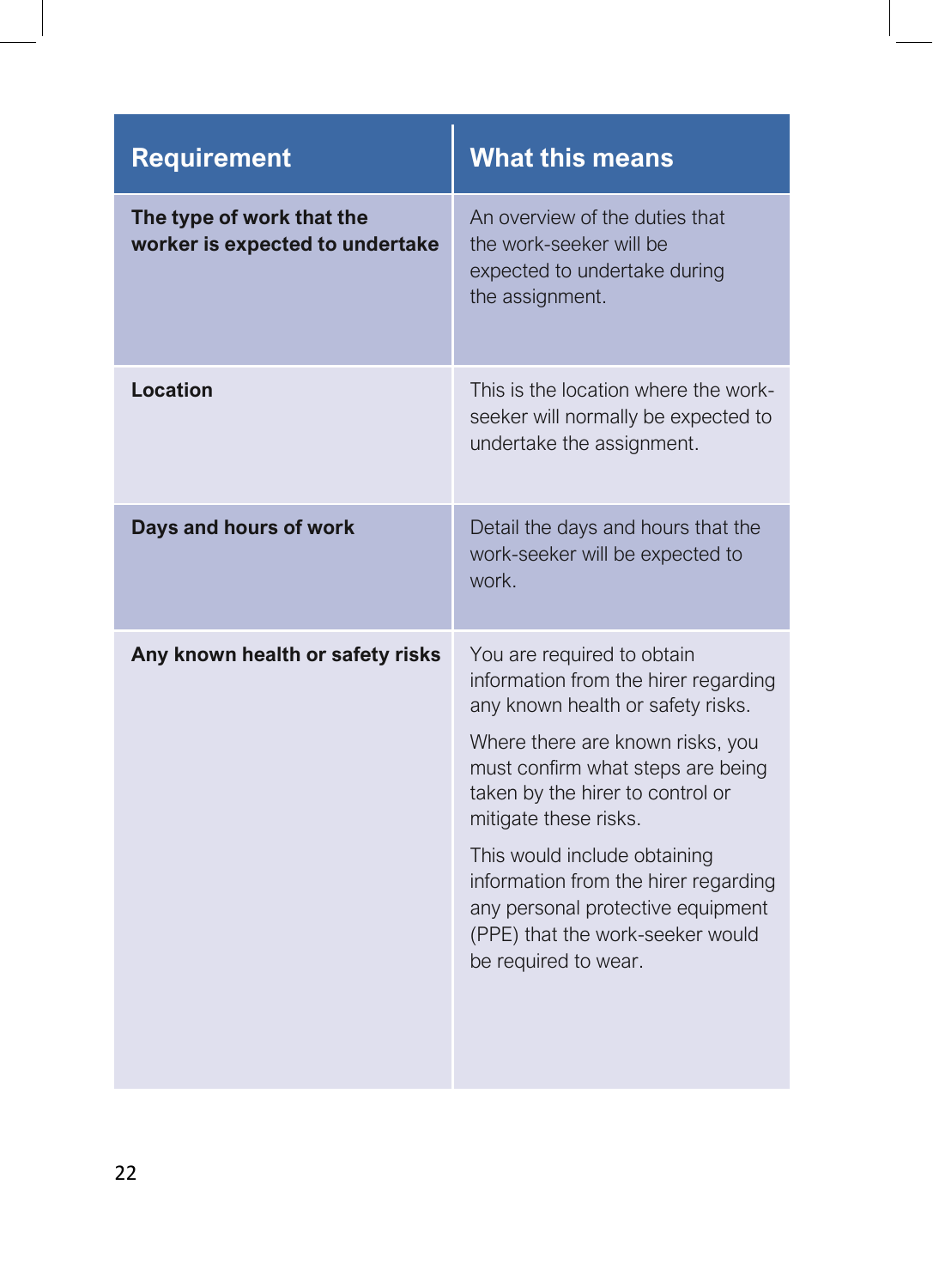| Requirement | What this means |
| --- | --- |
| **The type of work that the worker is expected to undertake** | An overview of the duties that the work-seeker will be expected to undertake during the assignment. |
| **Location** | This is the location where the work-seeker will normally be expected to undertake the assignment. |
| **Days and hours of work** | Detail the days and hours that the work-seeker will be expected to work. |
| **Any known health or safety risks** | You are required to obtain information from the hirer regarding any known health or safety risks.<br><br>Where there are known risks, you must confirm what steps are being taken by the hirer to control or mitigate these risks.<br><br>This would include obtaining information from the hirer regarding any personal protective equipment (PPE) that the work-seeker would be required to wear. |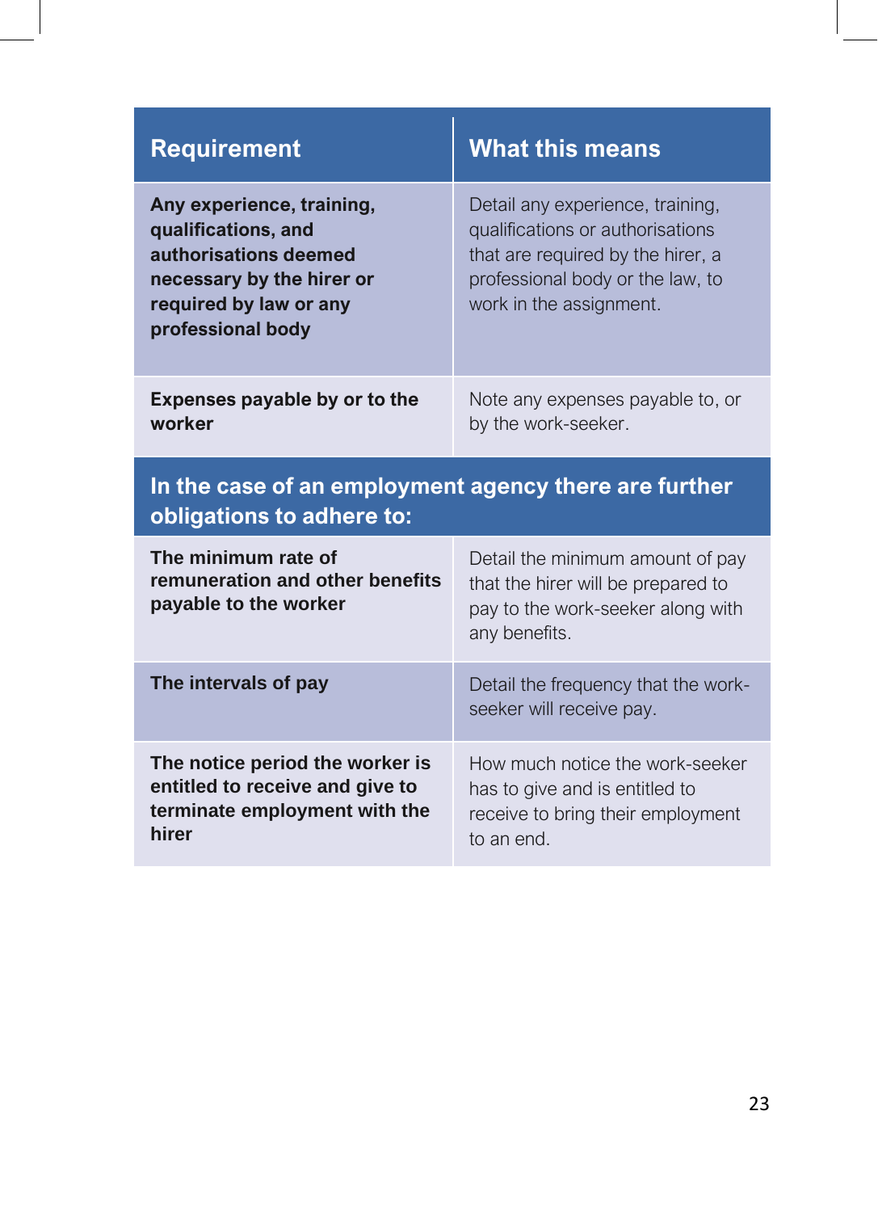| Requirement | What this means |
|---|---|
| **Any experience, training, qualifications, and authorisations deemed necessary by the hirer or required by law or any professional body** | Detail any experience, training, qualifications or authorisations that are required by the hirer, a professional body or the law, to work in the assignment. |
| **Expenses payable by or to the worker** | Note any expenses payable to, or by the work-seeker. |
| **In the case of an employment agency there are further obligations to adhere to:** | |
| **The minimum rate of remuneration and other benefits payable to the worker** | Detail the minimum amount of pay that the hirer will be prepared to pay to the work-seeker along with any benefits. |
| **The intervals of pay** | Detail the frequency that the work-seeker will receive pay. |
| **The notice period the worker is entitled to receive and give to terminate employment with the hirer** | How much notice the work-seeker has to give and is entitled to receive to bring their employment to an end. |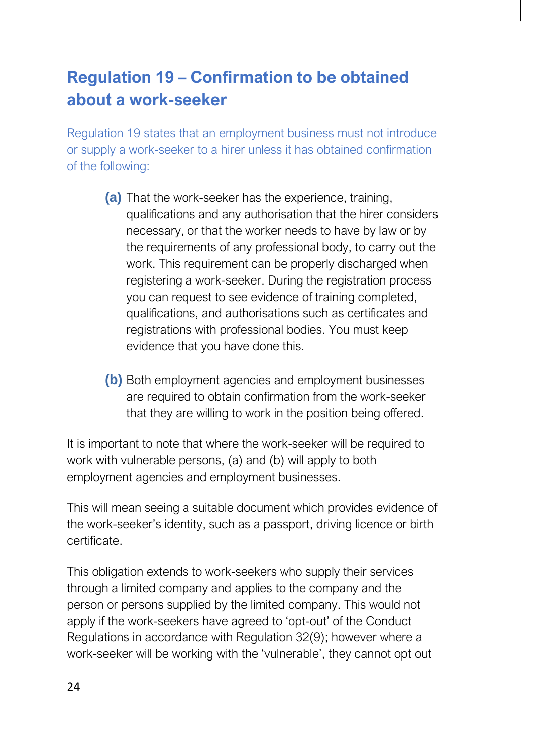## Regulation 19 – Confirmation to be obtained about a work-seeker

Regulation 19 states that an employment business must not introduce or supply a work-seeker to a hirer unless it has obtained confirmation of the following:

**(a)** That the work-seeker has the experience, training, qualifications and any authorisation that the hirer considers necessary, or that the worker needs to have by law or by the requirements of any professional body, to carry out the work. This requirement can be properly discharged when registering a work-seeker. During the registration process you can request to see evidence of training completed, qualifications, and authorisations such as certificates and registrations with professional bodies. You must keep evidence that you have done this.

**(b)** Both employment agencies and employment businesses are required to obtain confirmation from the work-seeker that they are willing to work in the position being offered.

It is important to note that where the work-seeker will be required to work with vulnerable persons, (a) and (b) will apply to both employment agencies and employment businesses.

This will mean seeing a suitable document which provides evidence of the work-seeker's identity, such as a passport, driving licence or birth certificate.

This obligation extends to work-seekers who supply their services through a limited company and applies to the company and the person or persons supplied by the limited company. This would not apply if the work-seekers have agreed to 'opt-out' of the Conduct Regulations in accordance with Regulation 32(9); however where a work-seeker will be working with the 'vulnerable', they cannot opt out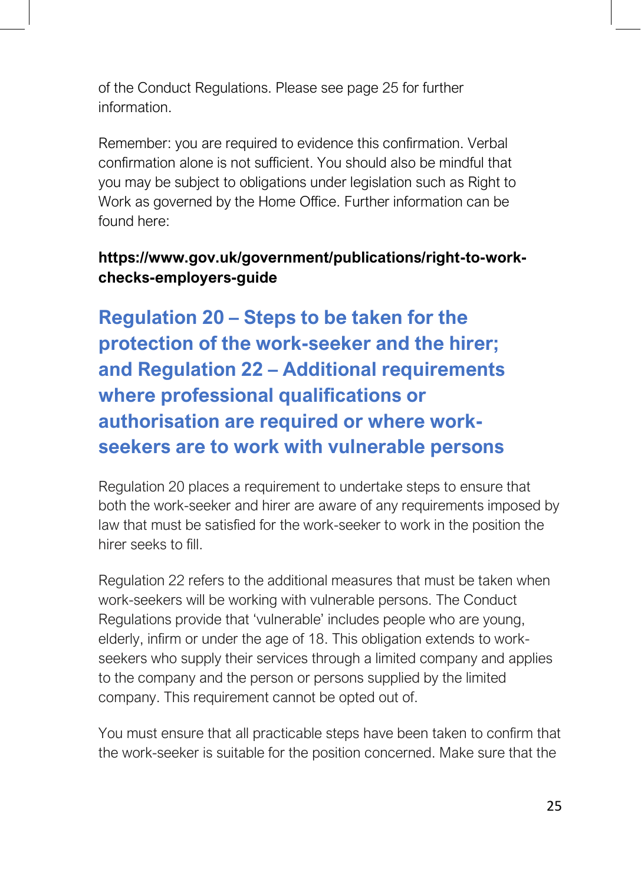of the Conduct Regulations. Please see page 25 for further information.

Remember: you are required to evidence this confirmation. Verbal confirmation alone is not sufficient. You should also be mindful that you may be subject to obligations under legislation such as Right to Work as governed by the Home Office. Further information can be found here:

**https://www.gov.uk/government/publications/right-to-work-checks-employers-guide**

## Regulation 20 – Steps to be taken for the protection of the work-seeker and the hirer; and Regulation 22 – Additional requirements where professional qualifications or authorisation are required or where work-seekers are to work with vulnerable persons

Regulation 20 places a requirement to undertake steps to ensure that both the work-seeker and hirer are aware of any requirements imposed by law that must be satisfied for the work-seeker to work in the position the hirer seeks to fill.

Regulation 22 refers to the additional measures that must be taken when work-seekers will be working with vulnerable persons. The Conduct Regulations provide that 'vulnerable' includes people who are young, elderly, infirm or under the age of 18. This obligation extends to work-seekers who supply their services through a limited company and applies to the company and the person or persons supplied by the limited company. This requirement cannot be opted out of.

You must ensure that all practicable steps have been taken to confirm that the work-seeker is suitable for the position concerned. Make sure that the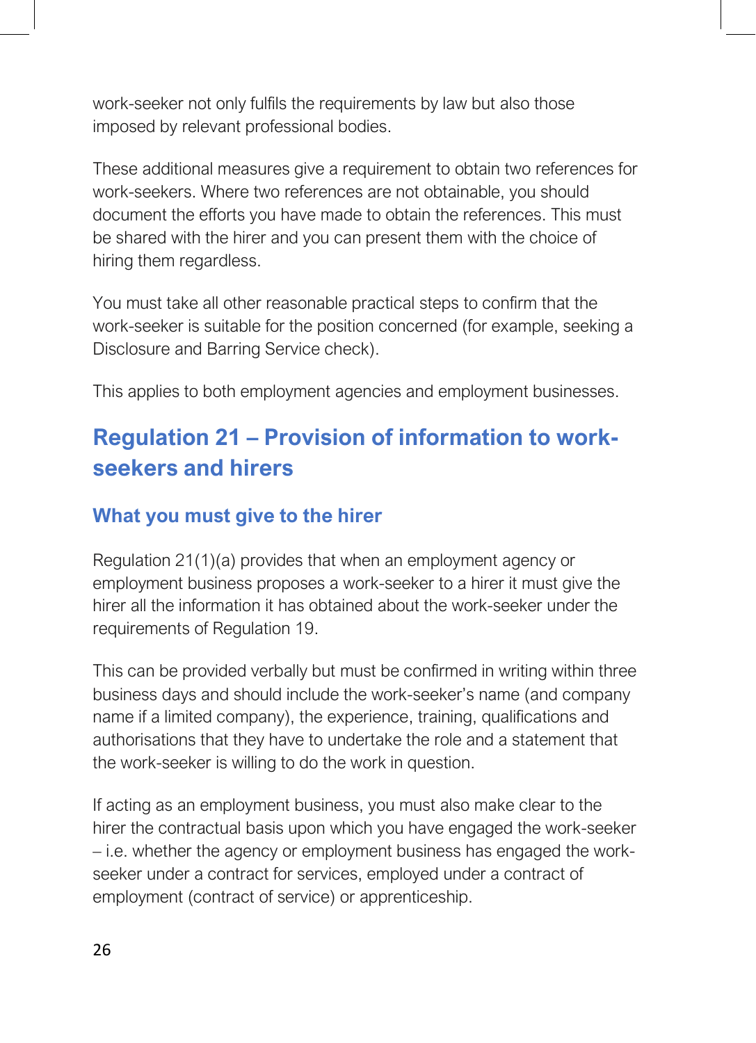work-seeker not only fulfils the requirements by law but also those imposed by relevant professional bodies.

These additional measures give a requirement to obtain two references for work-seekers. Where two references are not obtainable, you should document the efforts you have made to obtain the references. This must be shared with the hirer and you can present them with the choice of hiring them regardless.

You must take all other reasonable practical steps to confirm that the work-seeker is suitable for the position concerned (for example, seeking a Disclosure and Barring Service check).

This applies to both employment agencies and employment businesses.

## Regulation 21 – Provision of information to work-seekers and hirers

### What you must give to the hirer

Regulation 21(1)(a) provides that when an employment agency or employment business proposes a work-seeker to a hirer it must give the hirer all the information it has obtained about the work-seeker under the requirements of Regulation 19.

This can be provided verbally but must be confirmed in writing within three business days and should include the work-seeker's name (and company name if a limited company), the experience, training, qualifications and authorisations that they have to undertake the role and a statement that the work-seeker is willing to do the work in question.

If acting as an employment business, you must also make clear to the hirer the contractual basis upon which you have engaged the work-seeker – i.e. whether the agency or employment business has engaged the work-seeker under a contract for services, employed under a contract of employment (contract of service) or apprenticeship.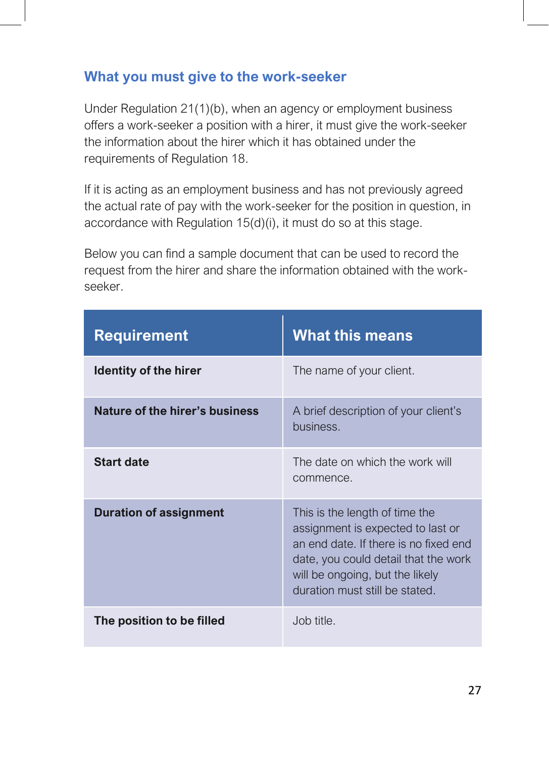## What you must give to the work-seeker

Under Regulation 21(1)(b), when an agency or employment business offers a work-seeker a position with a hirer, it must give the work-seeker the information about the hirer which it has obtained under the requirements of Regulation 18.

If it is acting as an employment business and has not previously agreed the actual rate of pay with the work-seeker for the position in question, in accordance with Regulation 15(d)(i), it must do so at this stage.

Below you can find a sample document that can be used to record the request from the hirer and share the information obtained with the work-seeker.

| Requirement | What this means |
| --- | --- |
| **Identity of the hirer** | The name of your client. |
| **Nature of the hirer's business** | A brief description of your client's business. |
| **Start date** | The date on which the work will commence. |
| **Duration of assignment** | This is the length of time the assignment is expected to last or an end date. If there is no fixed end date, you could detail that the work will be ongoing, but the likely duration must still be stated. |
| **The position to be filled** | Job title. |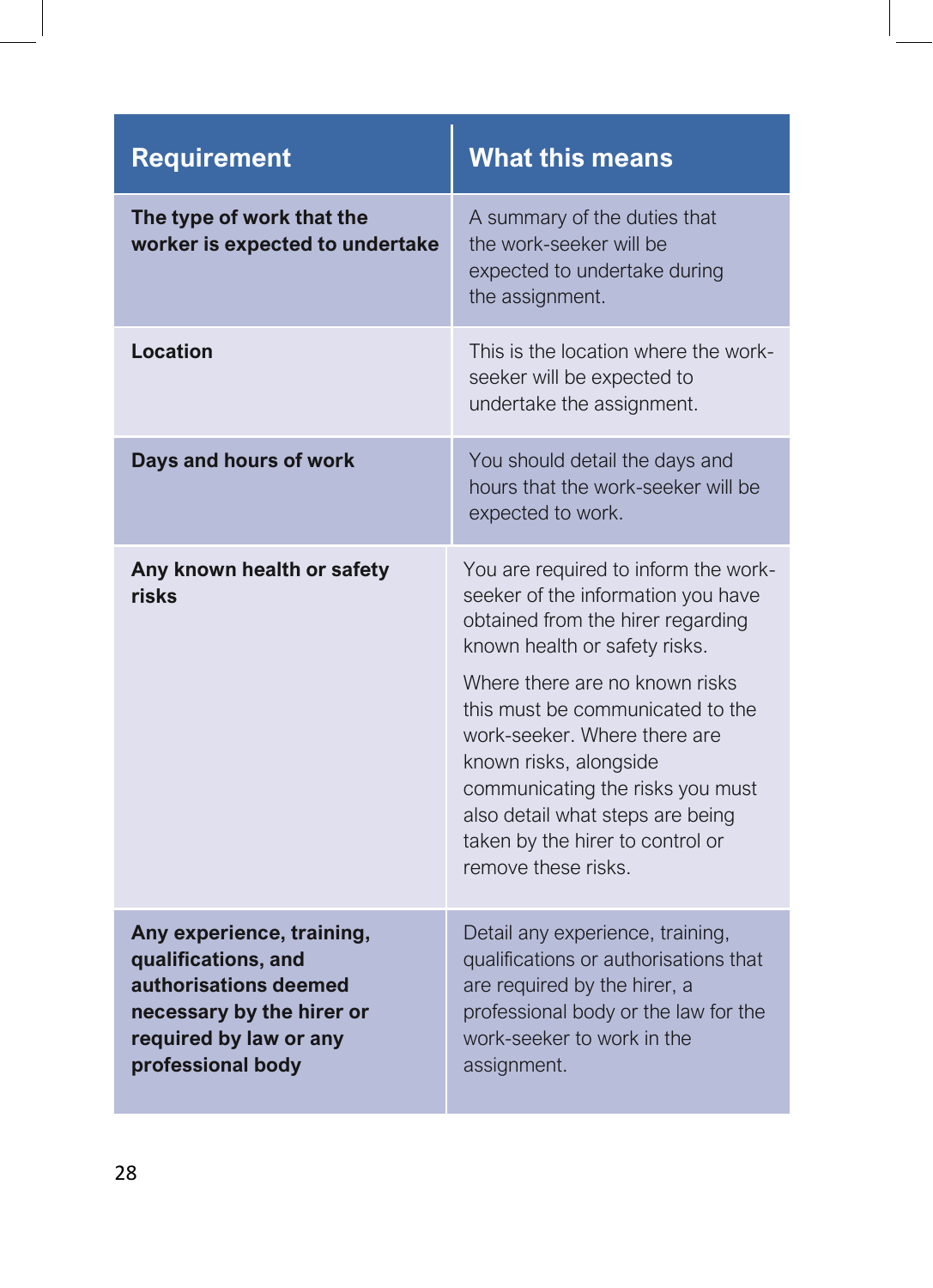| Requirement | What this means |
| --- | --- |
| **The type of work that the worker is expected to undertake** | A summary of the duties that the work-seeker will be expected to undertake during the assignment. |
| **Location** | This is the location where the work-seeker will be expected to undertake the assignment. |
| **Days and hours of work** | You should detail the days and hours that the work-seeker will be expected to work. |
| **Any known health or safety risks** | You are required to inform the work-seeker of the information you have obtained from the hirer regarding known health or safety risks.<br><br>Where there are no known risks this must be communicated to the work-seeker. Where there are known risks, alongside communicating the risks you must also detail what steps are being taken by the hirer to control or remove these risks. |
| **Any experience, training, qualifications, and authorisations deemed necessary by the hirer or required by law or any professional body** | Detail any experience, training, qualifications or authorisations that are required by the hirer, a professional body or the law for the work-seeker to work in the assignment. |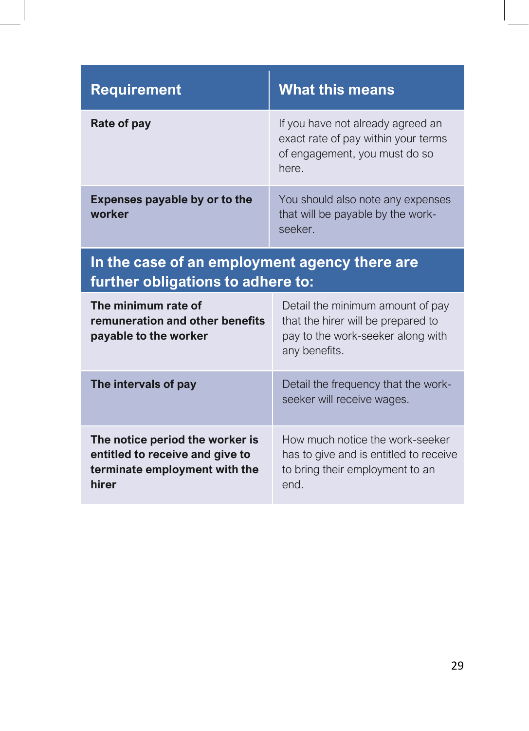| Requirement | What this means |
|---|---|
| **Rate of pay** | If you have not already agreed an exact rate of pay within your terms of engagement, you must do so here. |
| **Expenses payable by or to the worker** | You should also note any expenses that will be payable by the work-seeker. |
| **In the case of an employment agency there are further obligations to adhere to:** | |
| **The minimum rate of remuneration and other benefits payable to the worker** | Detail the minimum amount of pay that the hirer will be prepared to pay to the work-seeker along with any benefits. |
| **The intervals of pay** | Detail the frequency that the work-seeker will receive wages. |
| **The notice period the worker is entitled to receive and give to terminate employment with the hirer** | How much notice the work-seeker has to give and is entitled to receive to bring their employment to an end. |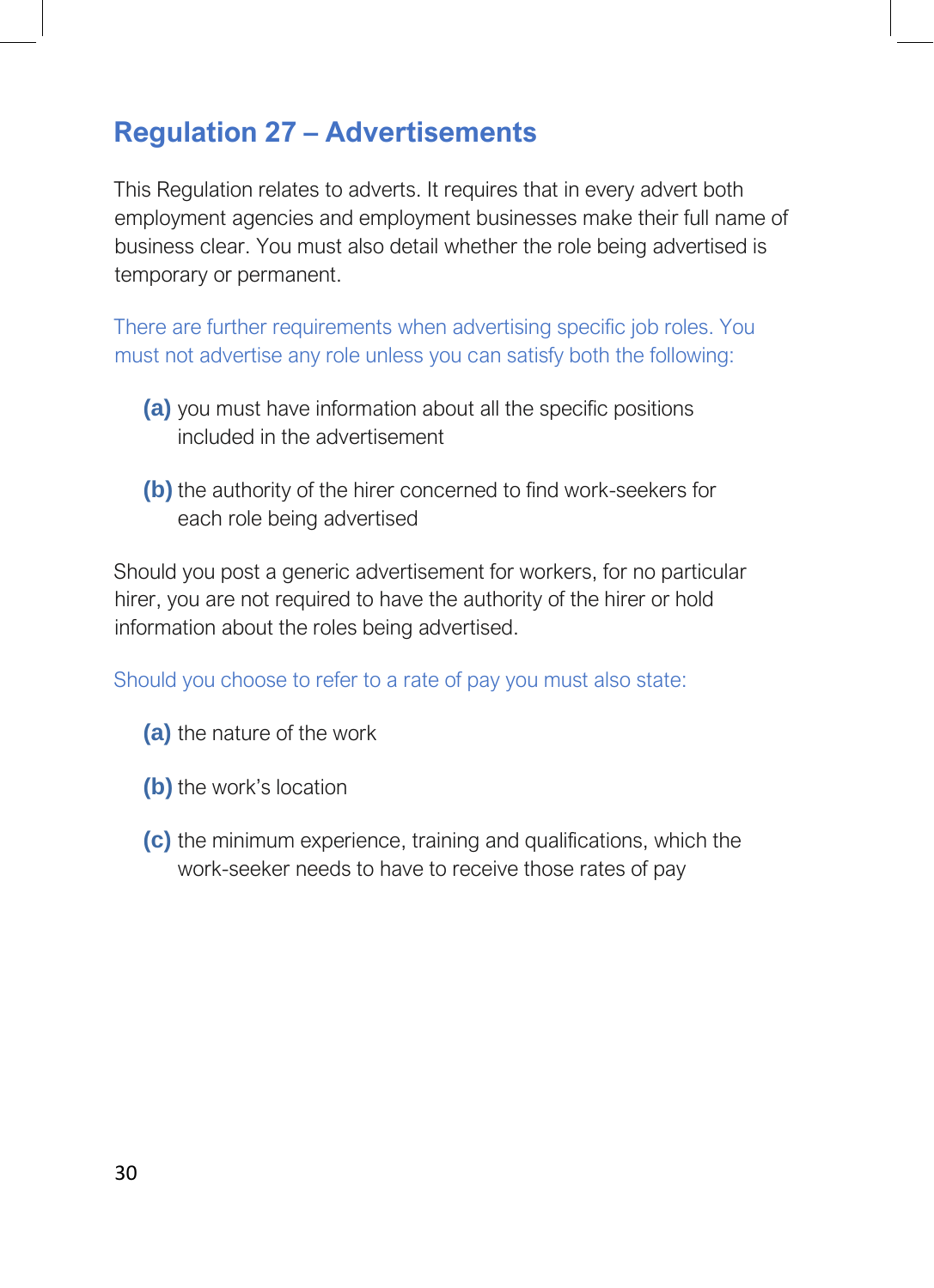## Regulation 27 – Advertisements

This Regulation relates to adverts. It requires that in every advert both employment agencies and employment businesses make their full name of business clear. You must also detail whether the role being advertised is temporary or permanent.

There are further requirements when advertising specific job roles. You must not advertise any role unless you can satisfy both the following:

- **(a)** you must have information about all the specific positions included in the advertisement
- **(b)** the authority of the hirer concerned to find work-seekers for each role being advertised

Should you post a generic advertisement for workers, for no particular hirer, you are not required to have the authority of the hirer or hold information about the roles being advertised.

Should you choose to refer to a rate of pay you must also state:

- **(a)** the nature of the work
- **(b)** the work's location
- **(c)** the minimum experience, training and qualifications, which the work-seeker needs to have to receive those rates of pay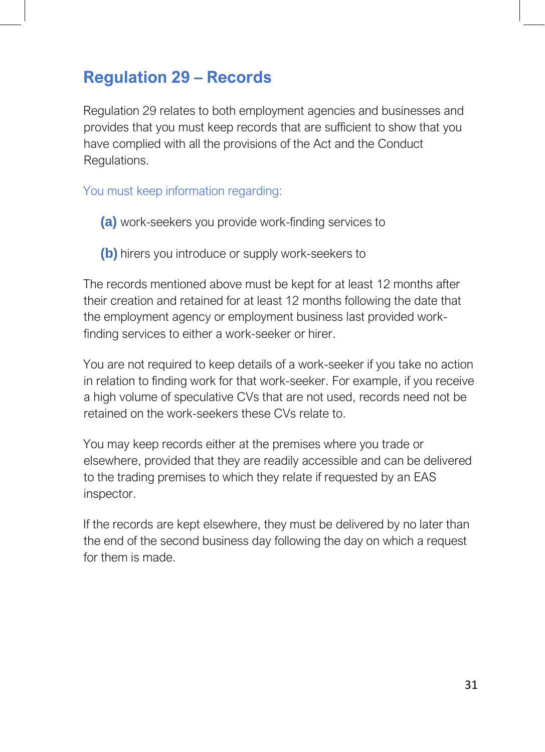## Regulation 29 – Records

Regulation 29 relates to both employment agencies and businesses and provides that you must keep records that are sufficient to show that you have complied with all the provisions of the Act and the Conduct Regulations.

You must keep information regarding:

**(a)** work-seekers you provide work-finding services to

**(b)** hirers you introduce or supply work-seekers to

The records mentioned above must be kept for at least 12 months after their creation and retained for at least 12 months following the date that the employment agency or employment business last provided work-finding services to either a work-seeker or hirer.

You are not required to keep details of a work-seeker if you take no action in relation to finding work for that work-seeker. For example, if you receive a high volume of speculative CVs that are not used, records need not be retained on the work-seekers these CVs relate to.

You may keep records either at the premises where you trade or elsewhere, provided that they are readily accessible and can be delivered to the trading premises to which they relate if requested by an EAS inspector.

If the records are kept elsewhere, they must be delivered by no later than the end of the second business day following the day on which a request for them is made.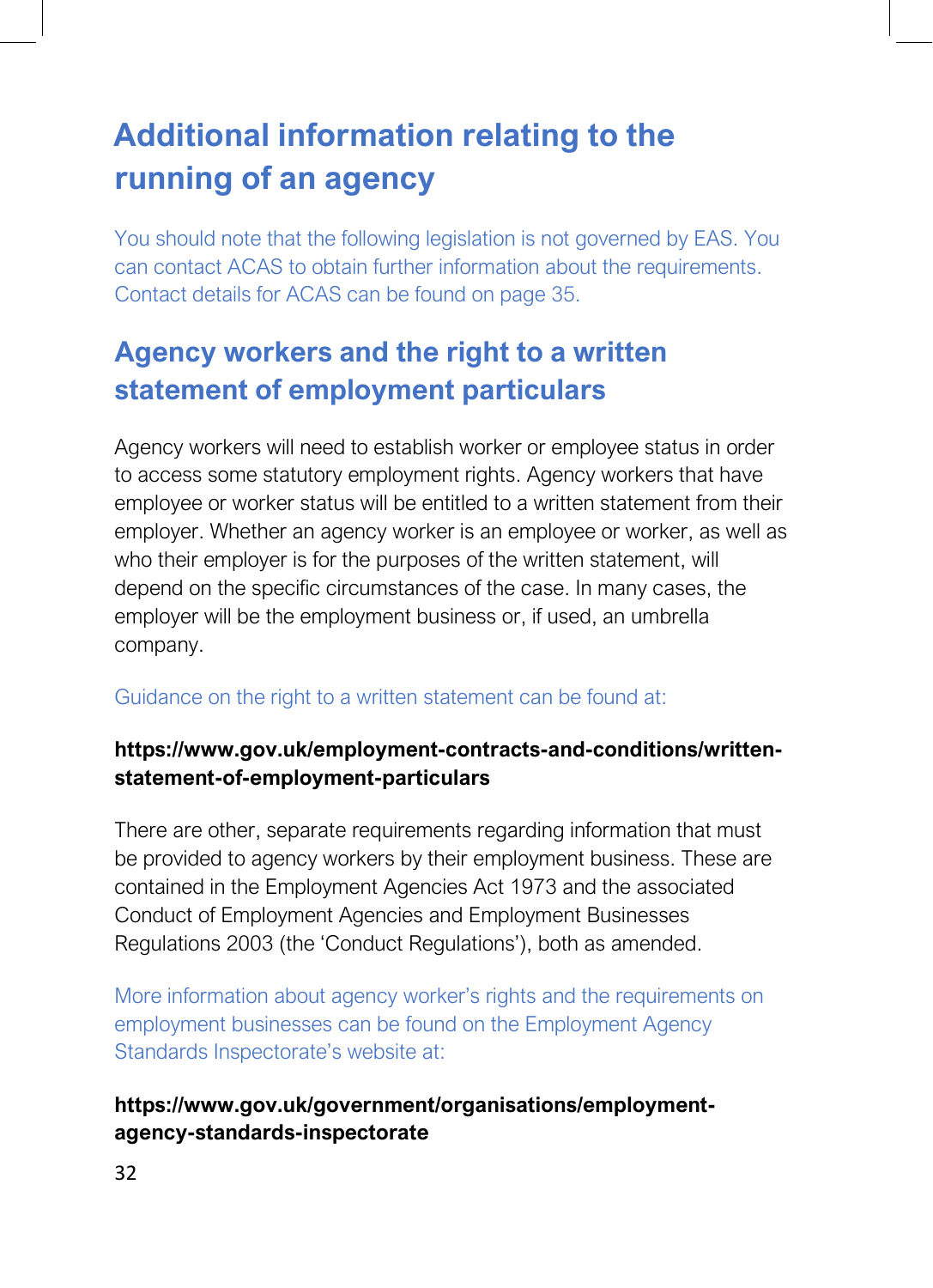## Additional information relating to the running of an agency

You should note that the following legislation is not governed by EAS. You can contact ACAS to obtain further information about the requirements. Contact details for ACAS can be found on page 35.

## Agency workers and the right to a written statement of employment particulars

Agency workers will need to establish worker or employee status in order to access some statutory employment rights. Agency workers that have employee or worker status will be entitled to a written statement from their employer. Whether an agency worker is an employee or worker, as well as who their employer is for the purposes of the written statement, will depend on the specific circumstances of the case. In many cases, the employer will be the employment business or, if used, an umbrella company.

Guidance on the right to a written statement can be found at:

**https://www.gov.uk/employment-contracts-and-conditions/written-statement-of-employment-particulars**

There are other, separate requirements regarding information that must be provided to agency workers by their employment business. These are contained in the Employment Agencies Act 1973 and the associated Conduct of Employment Agencies and Employment Businesses Regulations 2003 (the 'Conduct Regulations'), both as amended.

More information about agency worker's rights and the requirements on employment businesses can be found on the Employment Agency Standards Inspectorate's website at:

**https://www.gov.uk/government/organisations/employment-agency-standards-inspectorate**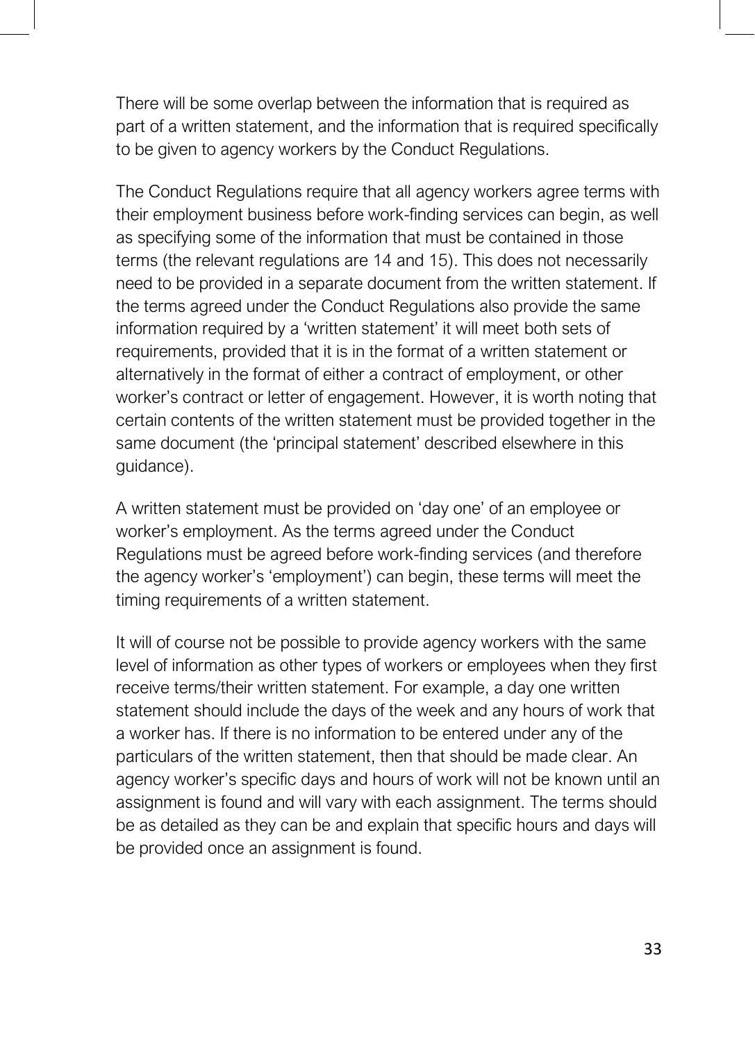There will be some overlap between the information that is required as part of a written statement, and the information that is required specifically to be given to agency workers by the Conduct Regulations.

The Conduct Regulations require that all agency workers agree terms with their employment business before work-finding services can begin, as well as specifying some of the information that must be contained in those terms (the relevant regulations are 14 and 15). This does not necessarily need to be provided in a separate document from the written statement. If the terms agreed under the Conduct Regulations also provide the same information required by a 'written statement' it will meet both sets of requirements, provided that it is in the format of a written statement or alternatively in the format of either a contract of employment, or other worker's contract or letter of engagement. However, it is worth noting that certain contents of the written statement must be provided together in the same document (the 'principal statement' described elsewhere in this guidance).

A written statement must be provided on 'day one' of an employee or worker's employment. As the terms agreed under the Conduct Regulations must be agreed before work-finding services (and therefore the agency worker's 'employment') can begin, these terms will meet the timing requirements of a written statement.

It will of course not be possible to provide agency workers with the same level of information as other types of workers or employees when they first receive terms/their written statement. For example, a day one written statement should include the days of the week and any hours of work that a worker has. If there is no information to be entered under any of the particulars of the written statement, then that should be made clear. An agency worker's specific days and hours of work will not be known until an assignment is found and will vary with each assignment. The terms should be as detailed as they can be and explain that specific hours and days will be provided once an assignment is found.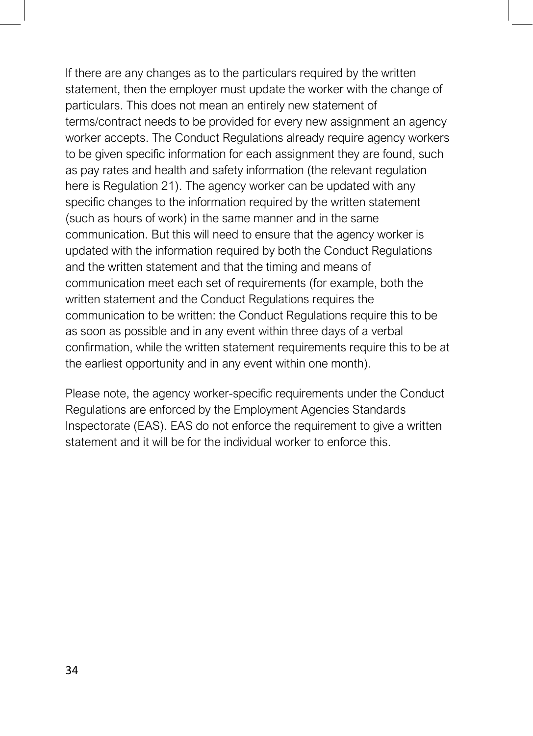If there are any changes as to the particulars required by the written statement, then the employer must update the worker with the change of particulars. This does not mean an entirely new statement of terms/contract needs to be provided for every new assignment an agency worker accepts. The Conduct Regulations already require agency workers to be given specific information for each assignment they are found, such as pay rates and health and safety information (the relevant regulation here is Regulation 21). The agency worker can be updated with any specific changes to the information required by the written statement (such as hours of work) in the same manner and in the same communication. But this will need to ensure that the agency worker is updated with the information required by both the Conduct Regulations and the written statement and that the timing and means of communication meet each set of requirements (for example, both the written statement and the Conduct Regulations requires the communication to be written: the Conduct Regulations require this to be as soon as possible and in any event within three days of a verbal confirmation, while the written statement requirements require this to be at the earliest opportunity and in any event within one month).

Please note, the agency worker-specific requirements under the Conduct Regulations are enforced by the Employment Agencies Standards Inspectorate (EAS). EAS do not enforce the requirement to give a written statement and it will be for the individual worker to enforce this.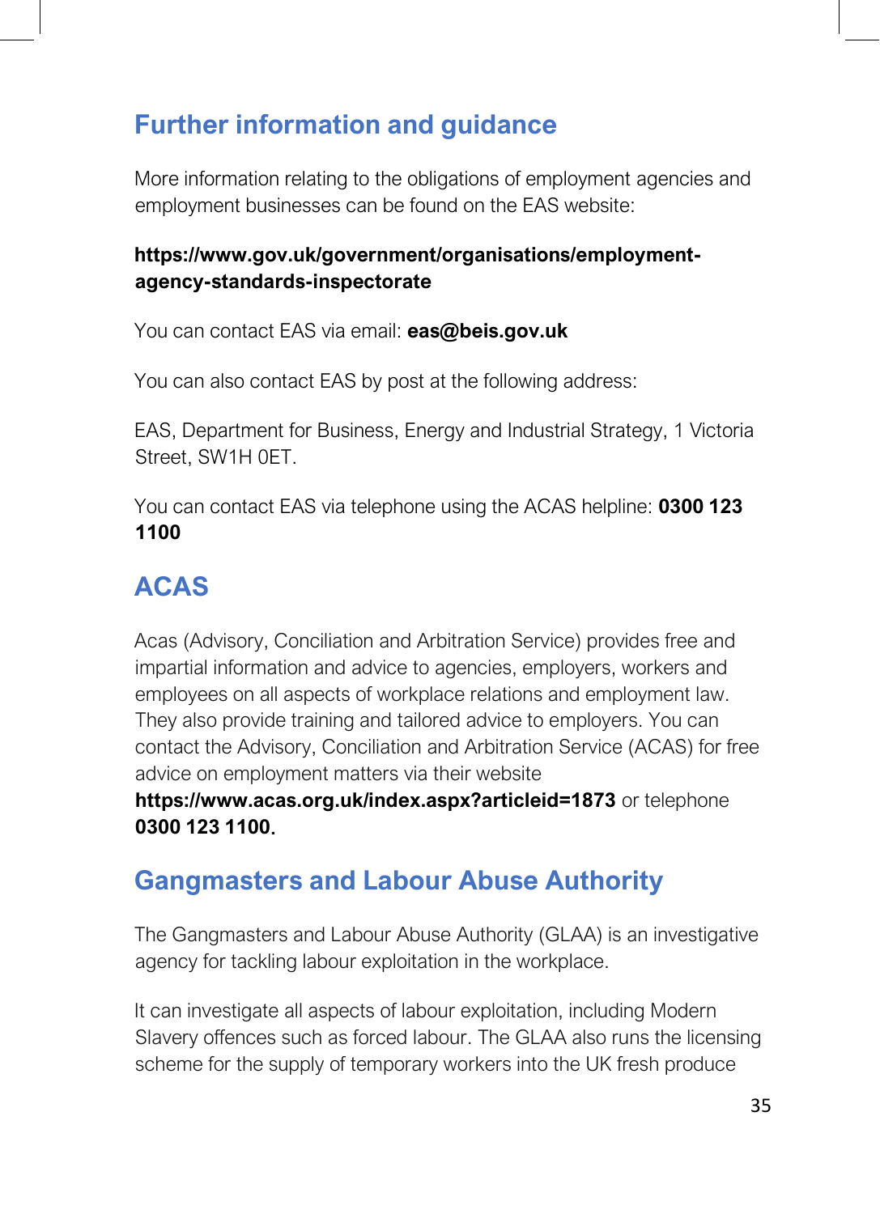## Further information and guidance

More information relating to the obligations of employment agencies and employment businesses can be found on the EAS website:

**https://www.gov.uk/government/organisations/employment-agency-standards-inspectorate**

You can contact EAS via email: **eas@beis.gov.uk**

You can also contact EAS by post at the following address:

EAS, Department for Business, Energy and Industrial Strategy, 1 Victoria Street, SW1H 0ET.

You can contact EAS via telephone using the ACAS helpline: **0300 123 1100**

## ACAS

Acas (Advisory, Conciliation and Arbitration Service) provides free and impartial information and advice to agencies, employers, workers and employees on all aspects of workplace relations and employment law. They also provide training and tailored advice to employers. You can contact the Advisory, Conciliation and Arbitration Service (ACAS) for free advice on employment matters via their website **https://www.acas.org.uk/index.aspx?articleid=1873** or telephone **0300 123 1100**.

## Gangmasters and Labour Abuse Authority

The Gangmasters and Labour Abuse Authority (GLAA) is an investigative agency for tackling labour exploitation in the workplace.

It can investigate all aspects of labour exploitation, including Modern Slavery offences such as forced labour. The GLAA also runs the licensing scheme for the supply of temporary workers into the UK fresh produce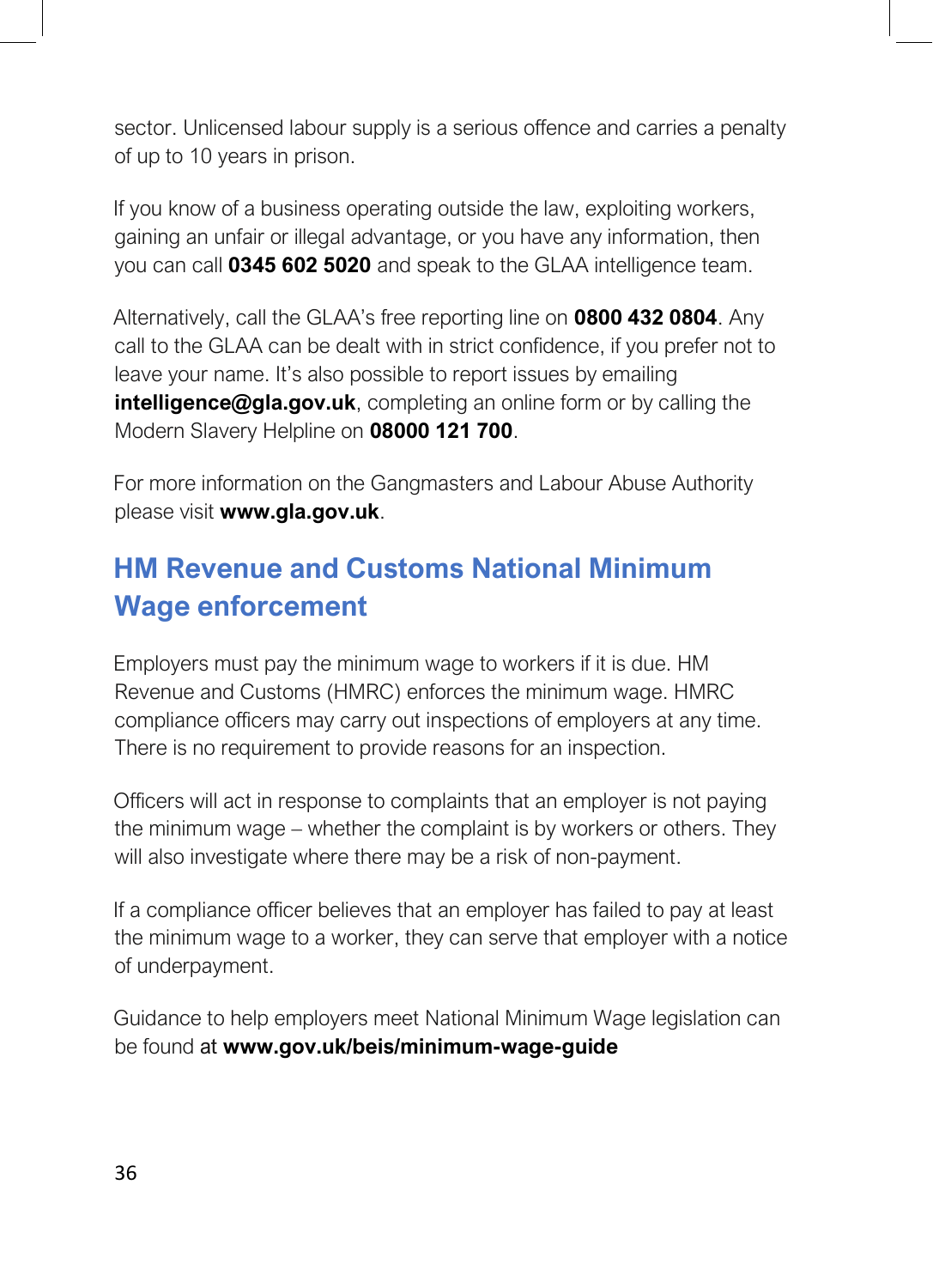sector. Unlicensed labour supply is a serious offence and carries a penalty of up to 10 years in prison.

If you know of a business operating outside the law, exploiting workers, gaining an unfair or illegal advantage, or you have any information, then you can call **0345 602 5020** and speak to the GLAA intelligence team.

Alternatively, call the GLAA's free reporting line on **0800 432 0804**. Any call to the GLAA can be dealt with in strict confidence, if you prefer not to leave your name. It's also possible to report issues by emailing **intelligence@gla.gov.uk**, completing an online form or by calling the Modern Slavery Helpline on **08000 121 700**.

For more information on the Gangmasters and Labour Abuse Authority please visit **www.gla.gov.uk**.

## HM Revenue and Customs National Minimum Wage enforcement

Employers must pay the minimum wage to workers if it is due. HM Revenue and Customs (HMRC) enforces the minimum wage. HMRC compliance officers may carry out inspections of employers at any time. There is no requirement to provide reasons for an inspection.

Officers will act in response to complaints that an employer is not paying the minimum wage – whether the complaint is by workers or others. They will also investigate where there may be a risk of non-payment.

If a compliance officer believes that an employer has failed to pay at least the minimum wage to a worker, they can serve that employer with a notice of underpayment.

Guidance to help employers meet National Minimum Wage legislation can be found at **www.gov.uk/beis/minimum-wage-guide**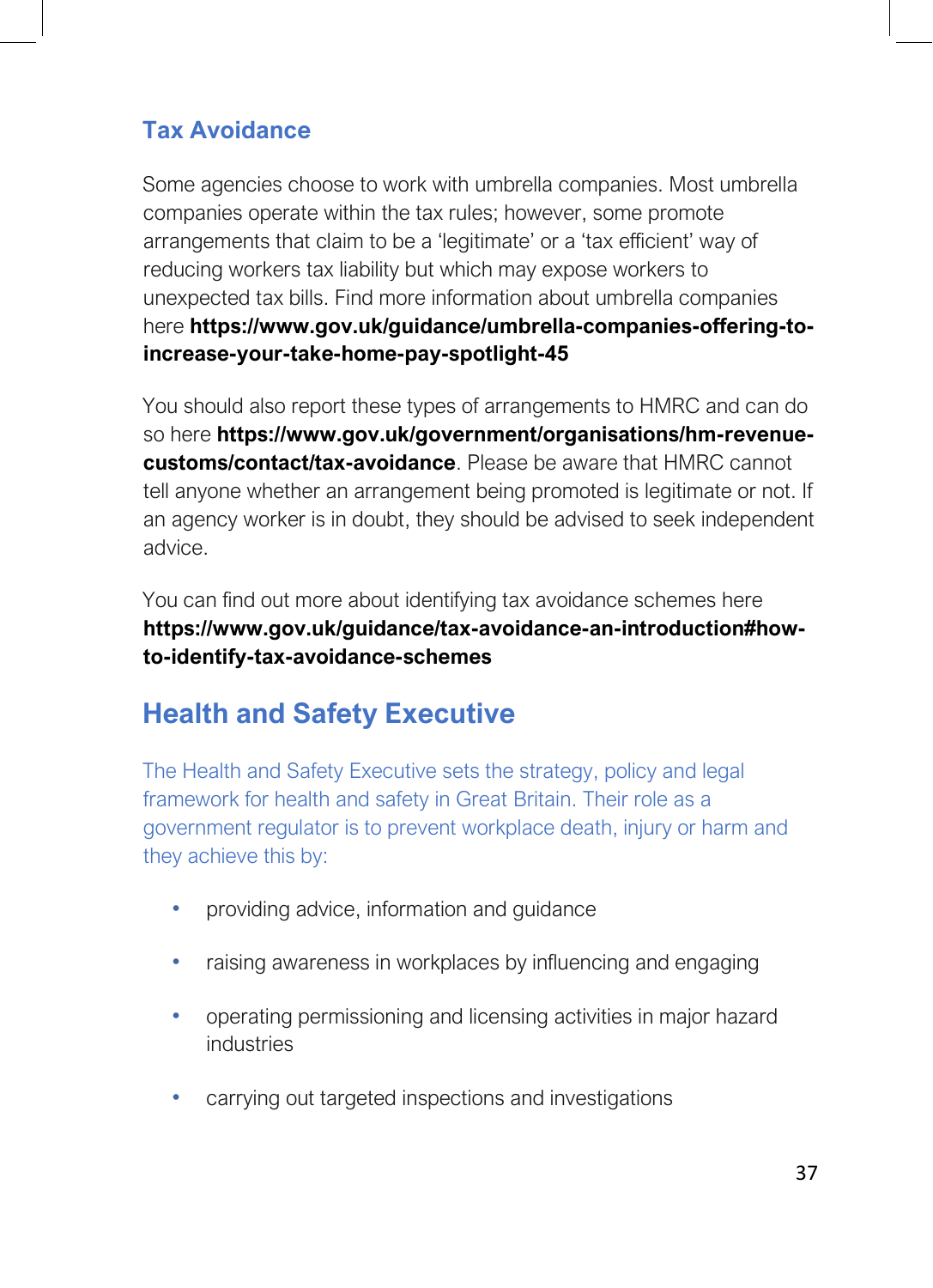### Tax Avoidance

Some agencies choose to work with umbrella companies. Most umbrella companies operate within the tax rules; however, some promote arrangements that claim to be a 'legitimate' or a 'tax efficient' way of reducing workers tax liability but which may expose workers to unexpected tax bills. Find more information about umbrella companies here **https://www.gov.uk/guidance/umbrella-companies-offering-to-increase-your-take-home-pay-spotlight-45**

You should also report these types of arrangements to HMRC and can do so here **https://www.gov.uk/government/organisations/hm-revenue-customs/contact/tax-avoidance**. Please be aware that HMRC cannot tell anyone whether an arrangement being promoted is legitimate or not. If an agency worker is in doubt, they should be advised to seek independent advice.

You can find out more about identifying tax avoidance schemes here **https://www.gov.uk/guidance/tax-avoidance-an-introduction#how-to-identify-tax-avoidance-schemes**

## Health and Safety Executive

The Health and Safety Executive sets the strategy, policy and legal framework for health and safety in Great Britain. Their role as a government regulator is to prevent workplace death, injury or harm and they achieve this by:

- providing advice, information and guidance
- raising awareness in workplaces by influencing and engaging
- operating permissioning and licensing activities in major hazard industries
- carrying out targeted inspections and investigations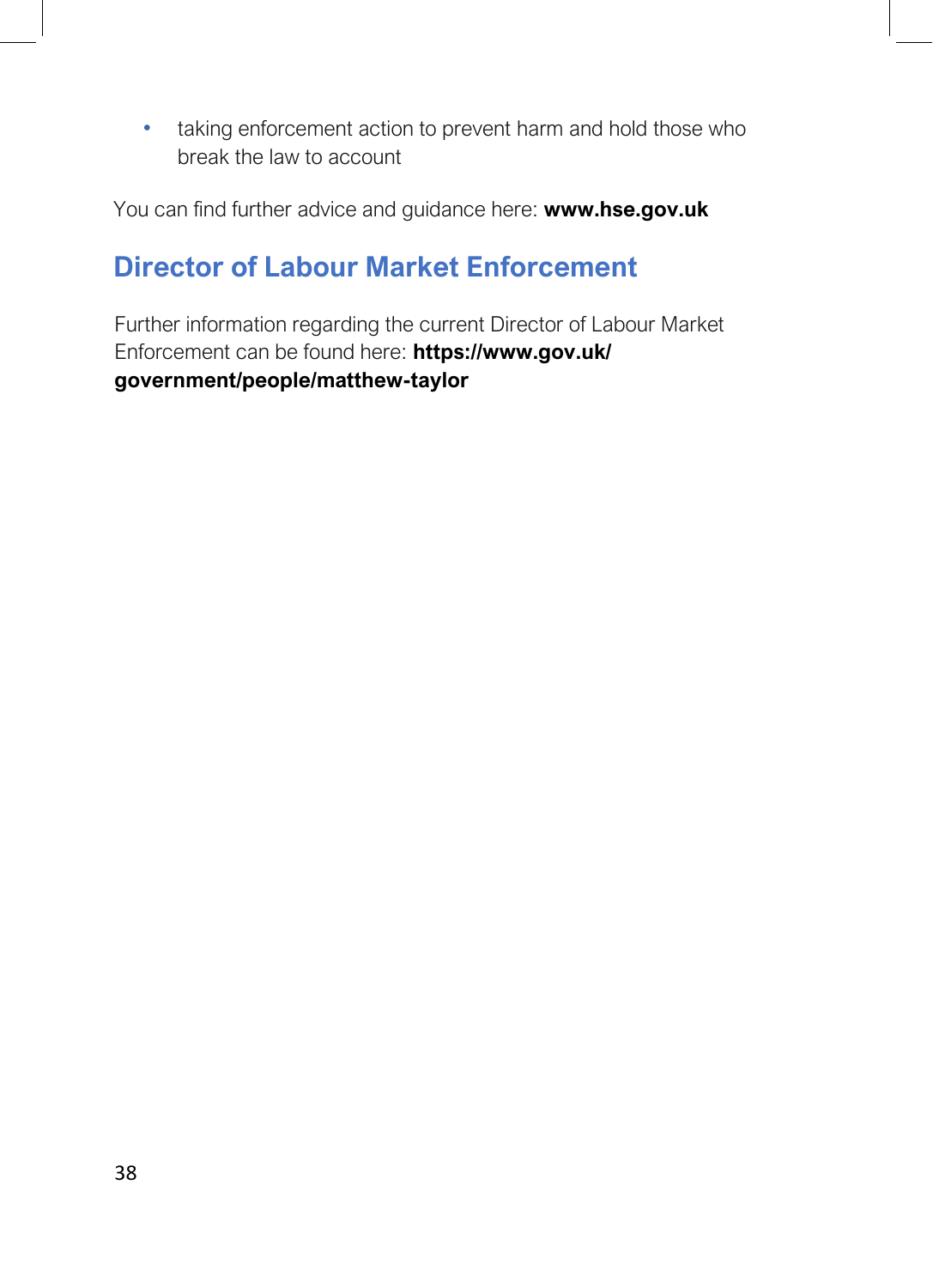- taking enforcement action to prevent harm and hold those who break the law to account

You can find further advice and guidance here: **www.hse.gov.uk**

## Director of Labour Market Enforcement

Further information regarding the current Director of Labour Market Enforcement can be found here: **https://www.gov.uk/government/people/matthew-taylor**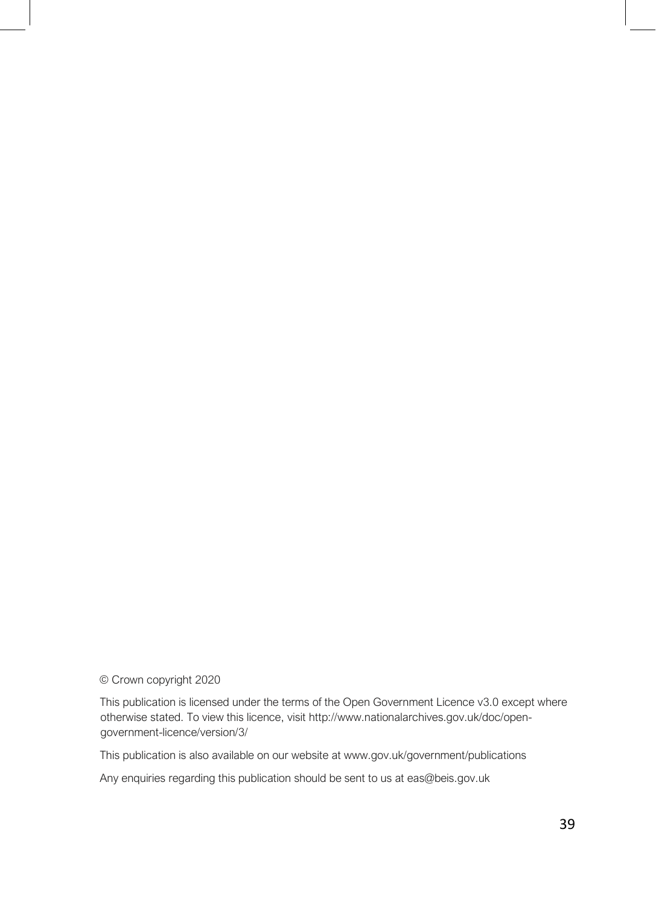© Crown copyright 2020

This publication is licensed under the terms of the Open Government Licence v3.0 except where otherwise stated. To view this licence, visit http://www.nationalarchives.gov.uk/doc/open-government-licence/version/3/

This publication is also available on our website at www.gov.uk/government/publications

Any enquiries regarding this publication should be sent to us at eas@beis.gov.uk